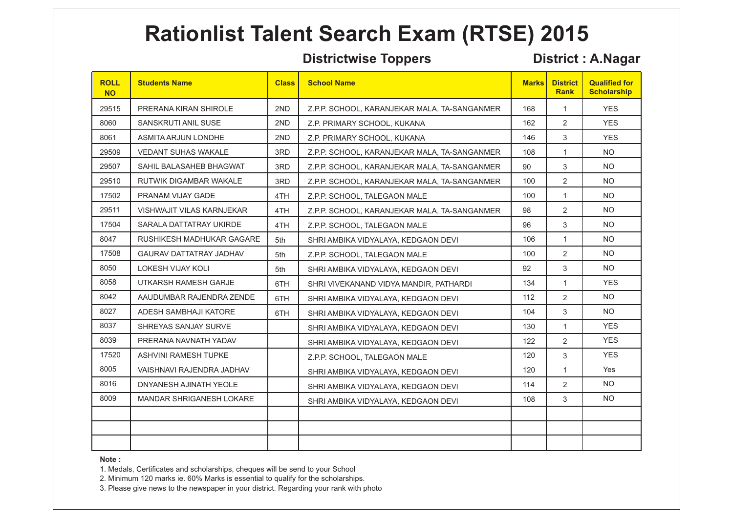# Rationlist Talent Search Exam (RTSE) 2015

## Districtwise Toppers

## District : A.Nagar

| ROLL NO | Students Name | Class | School Name | Marks | District Rank | Qualified for Scholarship |
|---|---|---|---|---|---|---|
| 29515 | PRERANA KIRAN SHIROLE | 2ND | Z.P.P. SCHOOL, KARANJEKAR MALA, TA-SANGANMER | 168 | 1 | YES |
| 8060 | SANSKRUTI ANIL SUSE | 2ND | Z.P. PRIMARY SCHOOL, KUKANA | 162 | 2 | YES |
| 8061 | ASMITA ARJUN LONDHE | 2ND | Z.P. PRIMARY SCHOOL, KUKANA | 146 | 3 | YES |
| 29509 | VEDANT SUHAS WAKALE | 3RD | Z.P.P. SCHOOL, KARANJEKAR MALA, TA-SANGANMER | 108 | 1 | NO |
| 29507 | SAHIL BALASAHEB BHAGWAT | 3RD | Z.P.P. SCHOOL, KARANJEKAR MALA, TA-SANGANMER | 90 | 3 | NO |
| 29510 | RUTWIK DIGAMBAR WAKALE | 3RD | Z.P.P. SCHOOL, KARANJEKAR MALA, TA-SANGANMER | 100 | 2 | NO |
| 17502 | PRANAM VIJAY GADE | 4TH | Z.P.P. SCHOOL, TALEGAON MALE | 100 | 1 | NO |
| 29511 | VISHWAJIT VILAS KARNJEKAR | 4TH | Z.P.P. SCHOOL, KARANJEKAR MALA, TA-SANGANMER | 98 | 2 | NO |
| 17504 | SARALA DATTATRAY UKIRDE | 4TH | Z.P.P. SCHOOL, TALEGAON MALE | 96 | 3 | NO |
| 8047 | RUSHIKESH MADHUKAR GAGARE | 5th | SHRI AMBIKA VIDYALAYA, KEDGAON DEVI | 106 | 1 | NO |
| 17508 | GAURAV DATTATRAY JADHAV | 5th | Z.P.P. SCHOOL, TALEGAON MALE | 100 | 2 | NO |
| 8050 | LOKESH VIJAY KOLI | 5th | SHRI AMBIKA VIDYALAYA, KEDGAON DEVI | 92 | 3 | NO |
| 8058 | UTKARSH RAMESH GARJE | 6TH | SHRI VIVEKANAND VIDYA MANDIR, PATHARDI | 134 | 1 | YES |
| 8042 | AAUDUMBAR RAJENDRA ZENDE | 6TH | SHRI AMBIKA VIDYALAYA, KEDGAON DEVI | 112 | 2 | NO |
| 8027 | ADESH SAMBHAJI KATORE | 6TH | SHRI AMBIKA VIDYALAYA, KEDGAON DEVI | 104 | 3 | NO |
| 8037 | SHREYAS SANJAY SURVE | | SHRI AMBIKA VIDYALAYA, KEDGAON DEVI | 130 | 1 | YES |
| 8039 | PRERANA NAVNATH YADAV | | SHRI AMBIKA VIDYALAYA, KEDGAON DEVI | 122 | 2 | YES |
| 17520 | ASHVINI RAMESH TUPKE | | Z.P.P. SCHOOL, TALEGAON MALE | 120 | 3 | YES |
| 8005 | VAISHNAVI RAJENDRA JADHAV | | SHRI AMBIKA VIDYALAYA, KEDGAON DEVI | 120 | 1 | Yes |
| 8016 | DNYANESH AJINATH YEOLE | | SHRI AMBIKA VIDYALAYA, KEDGAON DEVI | 114 | 2 | NO |
| 8009 | MANDAR SHRIGANESH LOKARE | | SHRI AMBIKA VIDYALAYA, KEDGAON DEVI | 108 | 3 | NO |
| | | | | | | |
| | | | | | | |
| | | | | | | |

**Note :**

1. Medals, Certificates and scholarships, cheques will be send to your School
2. Minimum 120 marks ie. 60% Marks is essential to qualify for the scholarships.
3. Please give news to the newspaper in your district. Regarding your rank with photo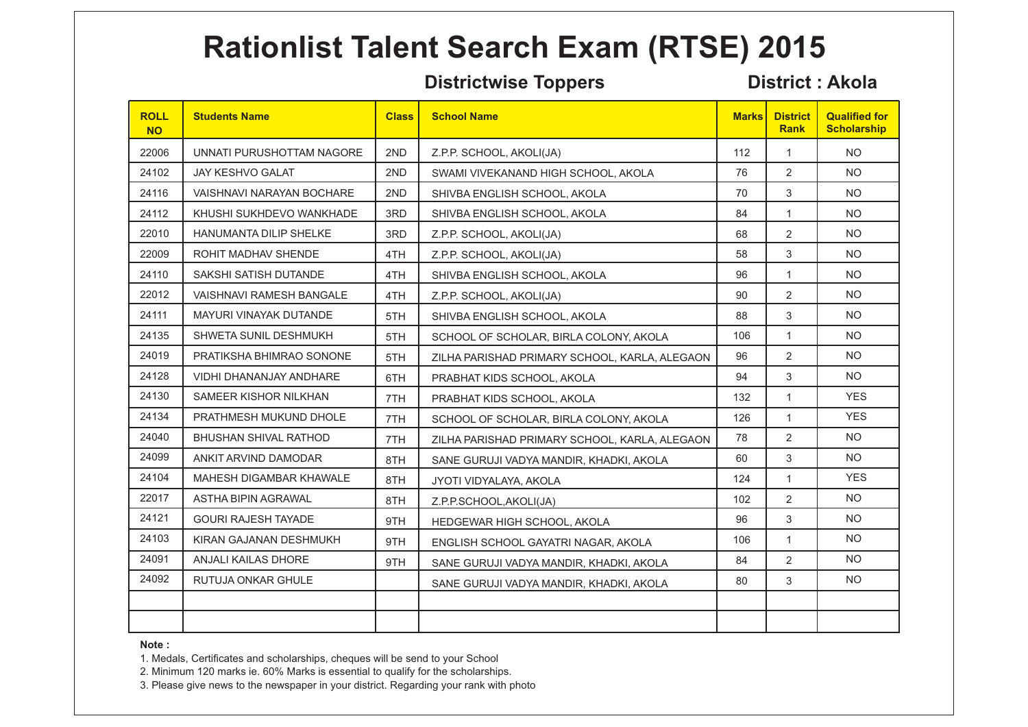# Rationlist Talent Search Exam (RTSE) 2015

**Districtwise Toppers** **District : Akola**

| ROLL NO | Students Name | Class | School Name | Marks | District Rank | Qualified for Scholarship |
|---|---|---|---|---|---|---|
| 22006 | UNNATI PURUSHOTTAM NAGORE | 2ND | Z.P.P. SCHOOL, AKOLI(JA) | 112 | 1 | NO |
| 24102 | JAY KESHVO GALAT | 2ND | SWAMI VIVEKANAND HIGH SCHOOL, AKOLA | 76 | 2 | NO |
| 24116 | VAISHNAVI NARAYAN BOCHARE | 2ND | SHIVBA ENGLISH SCHOOL, AKOLA | 70 | 3 | NO |
| 24112 | KHUSHI SUKHDEVO WANKHADE | 3RD | SHIVBA ENGLISH SCHOOL, AKOLA | 84 | 1 | NO |
| 22010 | HANUMANTA DILIP SHELKE | 3RD | Z.P.P. SCHOOL, AKOLI(JA) | 68 | 2 | NO |
| 22009 | ROHIT MADHAV SHENDE | 4TH | Z.P.P. SCHOOL, AKOLI(JA) | 58 | 3 | NO |
| 24110 | SAKSHI SATISH DUTANDE | 4TH | SHIVBA ENGLISH SCHOOL, AKOLA | 96 | 1 | NO |
| 22012 | VAISHNAVI RAMESH BANGALE | 4TH | Z.P.P. SCHOOL, AKOLI(JA) | 90 | 2 | NO |
| 24111 | MAYURI VINAYAK DUTANDE | 5TH | SHIVBA ENGLISH SCHOOL, AKOLA | 88 | 3 | NO |
| 24135 | SHWETA SUNIL DESHMUKH | 5TH | SCHOOL OF SCHOLAR, BIRLA COLONY, AKOLA | 106 | 1 | NO |
| 24019 | PRATIKSHA BHIMRAO SONONE | 5TH | ZILHA PARISHAD PRIMARY SCHOOL, KARLA, ALEGAON | 96 | 2 | NO |
| 24128 | VIDHI DHANANJAY ANDHARE | 6TH | PRABHAT KIDS SCHOOL, AKOLA | 94 | 3 | NO |
| 24130 | SAMEER KISHOR NILKHAN | 7TH | PRABHAT KIDS SCHOOL, AKOLA | 132 | 1 | YES |
| 24134 | PRATHMESH MUKUND DHOLE | 7TH | SCHOOL OF SCHOLAR, BIRLA COLONY, AKOLA | 126 | 1 | YES |
| 24040 | BHUSHAN SHIVAL RATHOD | 7TH | ZILHA PARISHAD PRIMARY SCHOOL, KARLA, ALEGAON | 78 | 2 | NO |
| 24099 | ANKIT ARVIND DAMODAR | 8TH | SANE GURUJI VADYA MANDIR, KHADKI, AKOLA | 60 | 3 | NO |
| 24104 | MAHESH DIGAMBAR KHAWALE | 8TH | JYOTI VIDYALAYA, AKOLA | 124 | 1 | YES |
| 22017 | ASTHA BIPIN AGRAWAL | 8TH | Z.P.P.SCHOOL,AKOLI(JA) | 102 | 2 | NO |
| 24121 | GOURI RAJESH TAYADE | 9TH | HEDGEWAR HIGH SCHOOL, AKOLA | 96 | 3 | NO |
| 24103 | KIRAN GAJANAN DESHMUKH | 9TH | ENGLISH SCHOOL GAYATRI NAGAR, AKOLA | 106 | 1 | NO |
| 24091 | ANJALI KAILAS DHORE | 9TH | SANE GURUJI VADYA MANDIR, KHADKI, AKOLA | 84 | 2 | NO |
| 24092 | RUTUJA ONKAR GHULE | | SANE GURUJI VADYA MANDIR, KHADKI, AKOLA | 80 | 3 | NO |
| | | | | | | |
| | | | | | | |

**Note :**

1. Medals, Certificates and scholarships, cheques will be send to your School
2. Minimum 120 marks ie. 60% Marks is essential to qualify for the scholarships.
3. Please give news to the newspaper in your district. Regarding your rank with photo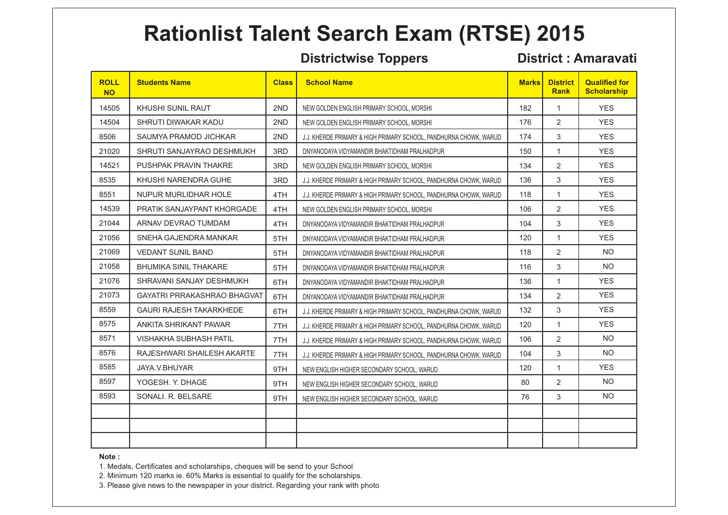# Rationlist Talent Search Exam (RTSE) 2015

**Districtwise Toppers** **District : Amaravati**

| ROLL NO | Students Name | Class | School Name | Marks | District Rank | Qualified for Scholarship |
|---|---|---|---|---|---|---|
| 14505 | KHUSHI SUNIL RAUT | 2ND | NEW GOLDEN ENGLISH PRIMARY SCHOOL, MORSHI | 182 | 1 | YES |
| 14504 | SHRUTI DIWAKAR KADU | 2ND | NEW GOLDEN ENGLISH PRIMARY SCHOOL, MORSHI | 176 | 2 | YES |
| 8506 | SAUMYA PRAMOD JICHKAR | 2ND | J.J. KHERDE PRIMARY & HIGH PRIMARY SCHOOL, PANDHURNA CHOWK, WARUD | 174 | 3 | YES |
| 21020 | SHRUTI SANJAYRAO DESHMUKH | 3RD | DNYANODAYA VIDYAMANDIR BHAKTIDHAM PRALHADPUR | 150 | 1 | YES |
| 14521 | PUSHPAK PRAVIN THAKRE | 3RD | NEW GOLDEN ENGLISH PRIMARY SCHOOL, MORSHI | 134 | 2 | YES |
| 8535 | KHUSHI NARENDRA GUHE | 3RD | J.J. KHERDE PRIMARY & HIGH PRIMARY SCHOOL, PANDHURNA CHOWK, WARUD | 136 | 3 | YES |
| 8551 | NUPUR MURLIDHAR HOLE | 4TH | J.J. KHERDE PRIMARY & HIGH PRIMARY SCHOOL, PANDHURNA CHOWK, WARUD | 118 | 1 | YES |
| 14539 | PRATIK SANJAYPANT KHORGADE | 4TH | NEW GOLDEN ENGLISH PRIMARY SCHOOL, MORSHI | 106 | 2 | YES |
| 21044 | ARNAV DEVRAO TUMDAM | 4TH | DNYANODAYA VIDYAMANDIR BHAKTIDHAM PRALHADPUR | 104 | 3 | YES |
| 21056 | SNEHA GAJENDRA MANKAR | 5TH | DNYANODAYA VIDYAMANDIR BHAKTIDHAM PRALHADPUR | 120 | 1 | YES |
| 21069 | VEDANT SUNIL BAND | 5TH | DNYANODAYA VIDYAMANDIR BHAKTIDHAM PRALHADPUR | 118 | 2 | NO |
| 21058 | BHUMIKA SINIL THAKARE | 5TH | DNYANODAYA VIDYAMANDIR BHAKTIDHAM PRALHADPUR | 116 | 3 | NO |
| 21076 | SHRAVANI SANJAY DESHMUKH | 6TH | DNYANODAYA VIDYAMANDIR BHAKTIDHAM PRALHADPUR | 136 | 1 | YES |
| 21073 | GAYATRI PRRAKASHRAO BHAGVAT | 6TH | DNYANODAYA VIDYAMANDIR BHAKTIDHAM PRALHADPUR | 134 | 2 | YES |
| 8559 | GAURI RAJESH TAKARKHEDE | 6TH | J.J. KHERDE PRIMARY & HIGH PRIMARY SCHOOL, PANDHURNA CHOWK, WARUD | 132 | 3 | YES |
| 8575 | ANKITA SHRIKANT PAWAR | 7TH | J.J. KHERDE PRIMARY & HIGH PRIMARY SCHOOL, PANDHURNA CHOWK, WARUD | 120 | 1 | YES |
| 8571 | VISHAKHA SUBHASH PATIL | 7TH | J.J. KHERDE PRIMARY & HIGH PRIMARY SCHOOL, PANDHURNA CHOWK, WARUD | 106 | 2 | NO |
| 8576 | RAJESHWARI SHAILESH AKARTE | 7TH | J.J. KHERDE PRIMARY & HIGH PRIMARY SCHOOL, PANDHURNA CHOWK, WARUD | 104 | 3 | NO |
| 8585 | JAYA.V.BHUYAR | 9TH | NEW ENGLISH HIGHER SECONDARY SCHOOL, WARUD | 120 | 1 | YES |
| 8597 | YOGESH. Y. DHAGE | 9TH | NEW ENGLISH HIGHER SECONDARY SCHOOL, WARUD | 80 | 2 | NO |
| 8593 | SONALI. R. BELSARE | 9TH | NEW ENGLISH HIGHER SECONDARY SCHOOL, WARUD | 76 | 3 | NO |
| | | | | | | |
| | | | | | | |
| | | | | | | |

**Note :**

1. Medals, Certificates and scholarships, cheques will be send to your School
2. Minimum 120 marks ie. 60% Marks is essential to qualify for the scholarships.
3. Please give news to the newspaper in your district. Regarding your rank with photo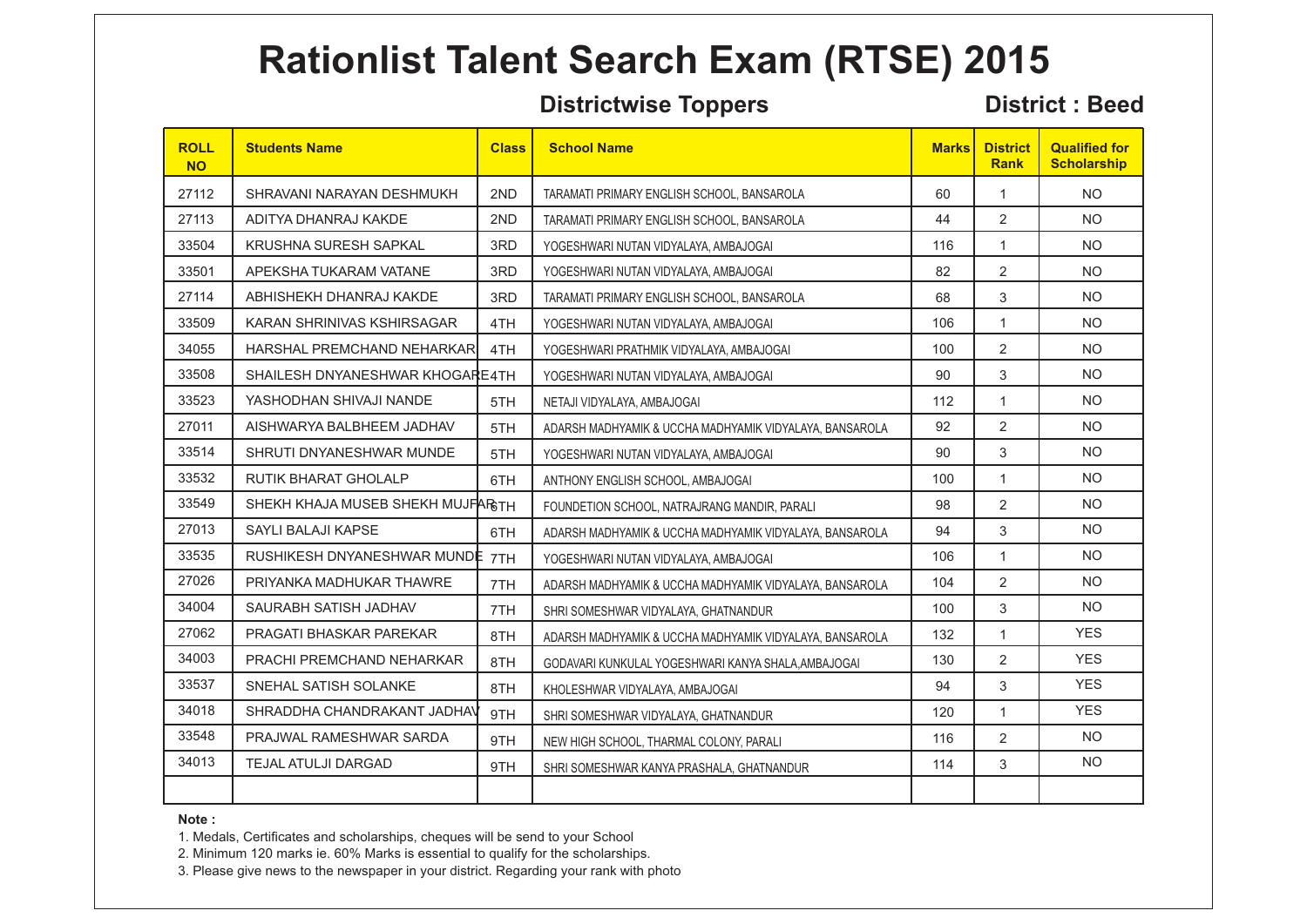# Rationlist Talent Search Exam (RTSE) 2015

**Districtwise Toppers** **District : Beed**

| ROLL NO | Students Name | Class | School Name | Marks | District Rank | Qualified for Scholarship |
|---|---|---|---|---|---|---|
| 27112 | SHRAVANI NARAYAN DESHMUKH | 2ND | TARAMATI PRIMARY ENGLISH SCHOOL, BANSAROLA | 60 | 1 | NO |
| 27113 | ADITYA DHANRAJ KAKDE | 2ND | TARAMATI PRIMARY ENGLISH SCHOOL, BANSAROLA | 44 | 2 | NO |
| 33504 | KRUSHNA SURESH SAPKAL | 3RD | YOGESHWARI NUTAN VIDYALAYA, AMBAJOGAI | 116 | 1 | NO |
| 33501 | APEKSHA TUKARAM VATANE | 3RD | YOGESHWARI NUTAN VIDYALAYA, AMBAJOGAI | 82 | 2 | NO |
| 27114 | ABHISHEKH DHANRAJ KAKDE | 3RD | TARAMATI PRIMARY ENGLISH SCHOOL, BANSAROLA | 68 | 3 | NO |
| 33509 | KARAN SHRINIVAS KSHIRSAGAR | 4TH | YOGESHWARI NUTAN VIDYALAYA, AMBAJOGAI | 106 | 1 | NO |
| 34055 | HARSHAL PREMCHAND NEHARKAR | 4TH | YOGESHWARI PRATHMIK VIDYALAYA, AMBAJOGAI | 100 | 2 | NO |
| 33508 | SHAILESH DNYANESHWAR KHOGARE | 4TH | YOGESHWARI NUTAN VIDYALAYA, AMBAJOGAI | 90 | 3 | NO |
| 33523 | YASHODHAN SHIVAJI NANDE | 5TH | NETAJI VIDYALAYA, AMBAJOGAI | 112 | 1 | NO |
| 27011 | AISHWARYA BALBHEEM JADHAV | 5TH | ADARSH MADHYAMIK & UCCHA MADHYAMIK VIDYALAYA, BANSAROLA | 92 | 2 | NO |
| 33514 | SHRUTI DNYANESHWAR MUNDE | 5TH | YOGESHWARI NUTAN VIDYALAYA, AMBAJOGAI | 90 | 3 | NO |
| 33532 | RUTIK BHARAT GHOLALP | 6TH | ANTHONY ENGLISH SCHOOL, AMBAJOGAI | 100 | 1 | NO |
| 33549 | SHEKH KHAJA MUSEB SHEKH MUJFAR | 6TH | FOUNDETION SCHOOL, NATRAJRANG MANDIR, PARALI | 98 | 2 | NO |
| 27013 | SAYLI BALAJI KAPSE | 6TH | ADARSH MADHYAMIK & UCCHA MADHYAMIK VIDYALAYA, BANSAROLA | 94 | 3 | NO |
| 33535 | RUSHIKESH DNYANESHWAR MUNDE | 7TH | YOGESHWARI NUTAN VIDYALAYA, AMBAJOGAI | 106 | 1 | NO |
| 27026 | PRIYANKA MADHUKAR THAWRE | 7TH | ADARSH MADHYAMIK & UCCHA MADHYAMIK VIDYALAYA, BANSAROLA | 104 | 2 | NO |
| 34004 | SAURABH SATISH JADHAV | 7TH | SHRI SOMESHWAR VIDYALAYA, GHATNANDUR | 100 | 3 | NO |
| 27062 | PRAGATI BHASKAR PAREKAR | 8TH | ADARSH MADHYAMIK & UCCHA MADHYAMIK VIDYALAYA, BANSAROLA | 132 | 1 | YES |
| 34003 | PRACHI PREMCHAND NEHARKAR | 8TH | GODAVARI KUNKULAL YOGESHWARI KANYA SHALA,AMBAJOGAI | 130 | 2 | YES |
| 33537 | SNEHAL SATISH SOLANKE | 8TH | KHOLESHWAR VIDYALAYA, AMBAJOGAI | 94 | 3 | YES |
| 34018 | SHRADDHA CHANDRAKANT JADHAV | 9TH | SHRI SOMESHWAR VIDYALAYA, GHATNANDUR | 120 | 1 | YES |
| 33548 | PRAJWAL RAMESHWAR SARDA | 9TH | NEW HIGH SCHOOL, THARMAL COLONY, PARALI | 116 | 2 | NO |
| 34013 | TEJAL ATULJI DARGAD | 9TH | SHRI SOMESHWAR KANYA PRASHALA, GHATNANDUR | 114 | 3 | NO |
| | | | | | | |

**Note :**

1. Medals, Certificates and scholarships, cheques will be send to your School
2. Minimum 120 marks ie. 60% Marks is essential to qualify for the scholarships.
3. Please give news to the newspaper in your district. Regarding your rank with photo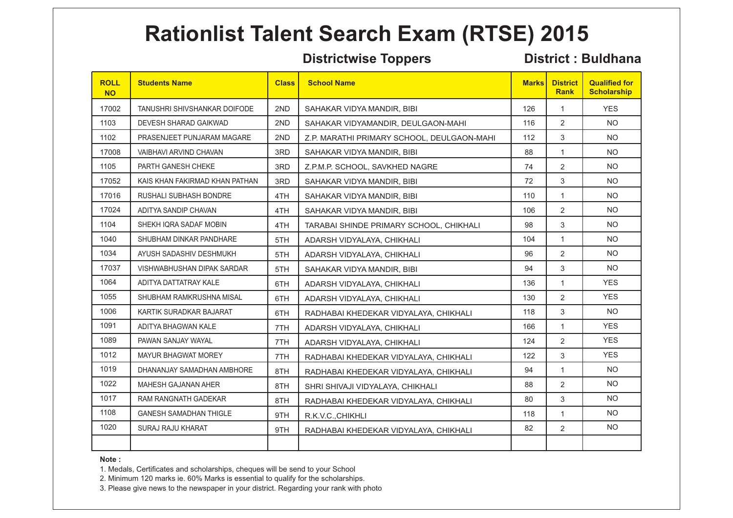# Rationlist Talent Search Exam (RTSE) 2015

**Districtwise Toppers** **District : Buldhana**

| ROLL NO | Students Name | Class | School Name | Marks | District Rank | Qualified for Scholarship |
|---|---|---|---|---|---|---|
| 17002 | TANUSHRI SHIVSHANKAR DOIFODE | 2ND | SAHAKAR VIDYA MANDIR, BIBI | 126 | 1 | YES |
| 1103 | DEVESH SHARAD GAIKWAD | 2ND | SAHAKAR VIDYAMANDIR, DEULGAON-MAHI | 116 | 2 | NO |
| 1102 | PRASENJEET PUNJARAM MAGARE | 2ND | Z.P. MARATHI PRIMARY SCHOOL, DEULGAON-MAHI | 112 | 3 | NO |
| 17008 | VAIBHAVI ARVIND CHAVAN | 3RD | SAHAKAR VIDYA MANDIR, BIBI | 88 | 1 | NO |
| 1105 | PARTH GANESH CHEKE | 3RD | Z.P.M.P. SCHOOL, SAVKHED NAGRE | 74 | 2 | NO |
| 17052 | KAIS KHAN FAKIRMAD KHAN PATHAN | 3RD | SAHAKAR VIDYA MANDIR, BIBI | 72 | 3 | NO |
| 17016 | RUSHALI SUBHASH BONDRE | 4TH | SAHAKAR VIDYA MANDIR, BIBI | 110 | 1 | NO |
| 17024 | ADITYA SANDIP CHAVAN | 4TH | SAHAKAR VIDYA MANDIR, BIBI | 106 | 2 | NO |
| 1104 | SHEKH IQRA SADAF MOBIN | 4TH | TARABAI SHINDE PRIMARY SCHOOL, CHIKHALI | 98 | 3 | NO |
| 1040 | SHUBHAM DINKAR PANDHARE | 5TH | ADARSH VIDYALAYA, CHIKHALI | 104 | 1 | NO |
| 1034 | AYUSH SADASHIV DESHMUKH | 5TH | ADARSH VIDYALAYA, CHIKHALI | 96 | 2 | NO |
| 17037 | VISHWABHUSHAN DIPAK SARDAR | 5TH | SAHAKAR VIDYA MANDIR, BIBI | 94 | 3 | NO |
| 1064 | ADITYA DATTATRAY KALE | 6TH | ADARSH VIDYALAYA, CHIKHALI | 136 | 1 | YES |
| 1055 | SHUBHAM RAMKRUSHNA MISAL | 6TH | ADARSH VIDYALAYA, CHIKHALI | 130 | 2 | YES |
| 1006 | KARTIK SURADKAR BAJARAT | 6TH | RADHABAI KHEDEKAR VIDYALAYA, CHIKHALI | 118 | 3 | NO |
| 1091 | ADITYA BHAGWAN KALE | 7TH | ADARSH VIDYALAYA, CHIKHALI | 166 | 1 | YES |
| 1089 | PAWAN SANJAY WAYAL | 7TH | ADARSH VIDYALAYA, CHIKHALI | 124 | 2 | YES |
| 1012 | MAYUR BHAGWAT MOREY | 7TH | RADHABAI KHEDEKAR VIDYALAYA, CHIKHALI | 122 | 3 | YES |
| 1019 | DHANANJAY SAMADHAN AMBHORE | 8TH | RADHABAI KHEDEKAR VIDYALAYA, CHIKHALI | 94 | 1 | NO |
| 1022 | MAHESH GAJANAN AHER | 8TH | SHRI SHIVAJI VIDYALAYA, CHIKHALI | 88 | 2 | NO |
| 1017 | RAM RANGNATH GADEKAR | 8TH | RADHABAI KHEDEKAR VIDYALAYA, CHIKHALI | 80 | 3 | NO |
| 1108 | GANESH SAMADHAN THIGLE | 9TH | R.K.V.C.,CHIKHLI | 118 | 1 | NO |
| 1020 | SURAJ RAJU KHARAT | 9TH | RADHABAI KHEDEKAR VIDYALAYA, CHIKHALI | 82 | 2 | NO |
| | | | | | | |

**Note :**

1. Medals, Certificates and scholarships, cheques will be send to your School
2. Minimum 120 marks ie. 60% Marks is essential to qualify for the scholarships.
3. Please give news to the newspaper in your district. Regarding your rank with photo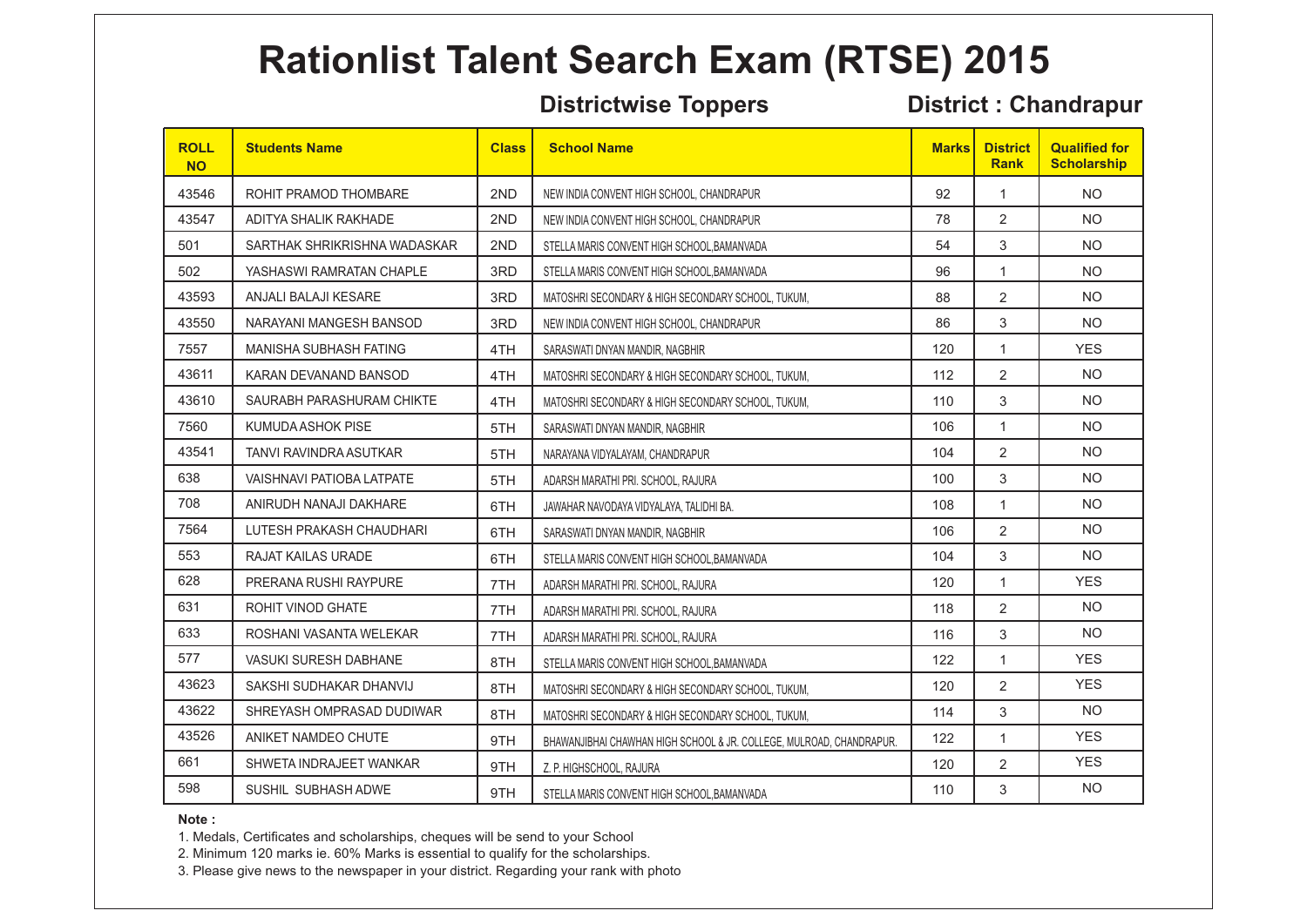# Rationlist Talent Search Exam (RTSE) 2015

**Districtwise Toppers** **District : Chandrapur**

| ROLL NO | Students Name | Class | School Name | Marks | District Rank | Qualified for Scholarship |
|---|---|---|---|---|---|---|
| 43546 | ROHIT PRAMOD THOMBARE | 2ND | NEW INDIA CONVENT HIGH SCHOOL, CHANDRAPUR | 92 | 1 | NO |
| 43547 | ADITYA SHALIK RAKHADE | 2ND | NEW INDIA CONVENT HIGH SCHOOL, CHANDRAPUR | 78 | 2 | NO |
| 501 | SARTHAK SHRIKRISHNA WADASKAR | 2ND | STELLA MARIS CONVENT HIGH SCHOOL,BAMANVADA | 54 | 3 | NO |
| 502 | YASHASWI RAMRATAN CHAPLE | 3RD | STELLA MARIS CONVENT HIGH SCHOOL,BAMANVADA | 96 | 1 | NO |
| 43593 | ANJALI BALAJI KESARE | 3RD | MATOSHRI SECONDARY & HIGH SECONDARY SCHOOL, TUKUM, | 88 | 2 | NO |
| 43550 | NARAYANI MANGESH BANSOD | 3RD | NEW INDIA CONVENT HIGH SCHOOL, CHANDRAPUR | 86 | 3 | NO |
| 7557 | MANISHA SUBHASH FATING | 4TH | SARASWATI DNYAN MANDIR, NAGBHIR | 120 | 1 | YES |
| 43611 | KARAN DEVANAND BANSOD | 4TH | MATOSHRI SECONDARY & HIGH SECONDARY SCHOOL, TUKUM, | 112 | 2 | NO |
| 43610 | SAURABH PARASHURAM CHIKTE | 4TH | MATOSHRI SECONDARY & HIGH SECONDARY SCHOOL, TUKUM, | 110 | 3 | NO |
| 7560 | KUMUDA ASHOK PISE | 5TH | SARASWATI DNYAN MANDIR, NAGBHIR | 106 | 1 | NO |
| 43541 | TANVI RAVINDRA ASUTKAR | 5TH | NARAYANA VIDYALAYAM, CHANDRAPUR | 104 | 2 | NO |
| 638 | VAISHNAVI PATIOBA LATPATE | 5TH | ADARSH MARATHI PRI. SCHOOL, RAJURA | 100 | 3 | NO |
| 708 | ANIRUDH NANAJI DAKHARE | 6TH | JAWAHAR NAVODAYA VIDYALAYA, TALIDHI BA. | 108 | 1 | NO |
| 7564 | LUTESH PRAKASH CHAUDHARI | 6TH | SARASWATI DNYAN MANDIR, NAGBHIR | 106 | 2 | NO |
| 553 | RAJAT KAILAS URADE | 6TH | STELLA MARIS CONVENT HIGH SCHOOL,BAMANVADA | 104 | 3 | NO |
| 628 | PRERANA RUSHI RAYPURE | 7TH | ADARSH MARATHI PRI. SCHOOL, RAJURA | 120 | 1 | YES |
| 631 | ROHIT VINOD GHATE | 7TH | ADARSH MARATHI PRI. SCHOOL, RAJURA | 118 | 2 | NO |
| 633 | ROSHANI VASANTA WELEKAR | 7TH | ADARSH MARATHI PRI. SCHOOL, RAJURA | 116 | 3 | NO |
| 577 | VASUKI SURESH DABHANE | 8TH | STELLA MARIS CONVENT HIGH SCHOOL,BAMANVADA | 122 | 1 | YES |
| 43623 | SAKSHI SUDHAKAR DHANVIJ | 8TH | MATOSHRI SECONDARY & HIGH SECONDARY SCHOOL, TUKUM, | 120 | 2 | YES |
| 43622 | SHREYASH OMPRASAD DUDIWAR | 8TH | MATOSHRI SECONDARY & HIGH SECONDARY SCHOOL, TUKUM, | 114 | 3 | NO |
| 43526 | ANIKET NAMDEO CHUTE | 9TH | BHAWANJIBHAI CHAWHAN HIGH SCHOOL & JR. COLLEGE, MULROAD, CHANDRAPUR. | 122 | 1 | YES |
| 661 | SHWETA INDRAJEET WANKAR | 9TH | Z. P. HIGHSCHOOL, RAJURA | 120 | 2 | YES |
| 598 | SUSHIL SUBHASH ADWE | 9TH | STELLA MARIS CONVENT HIGH SCHOOL,BAMANVADA | 110 | 3 | NO |

**Note :**

1. Medals, Certificates and scholarships, cheques will be send to your School
2. Minimum 120 marks ie. 60% Marks is essential to qualify for the scholarships.
3. Please give news to the newspaper in your district. Regarding your rank with photo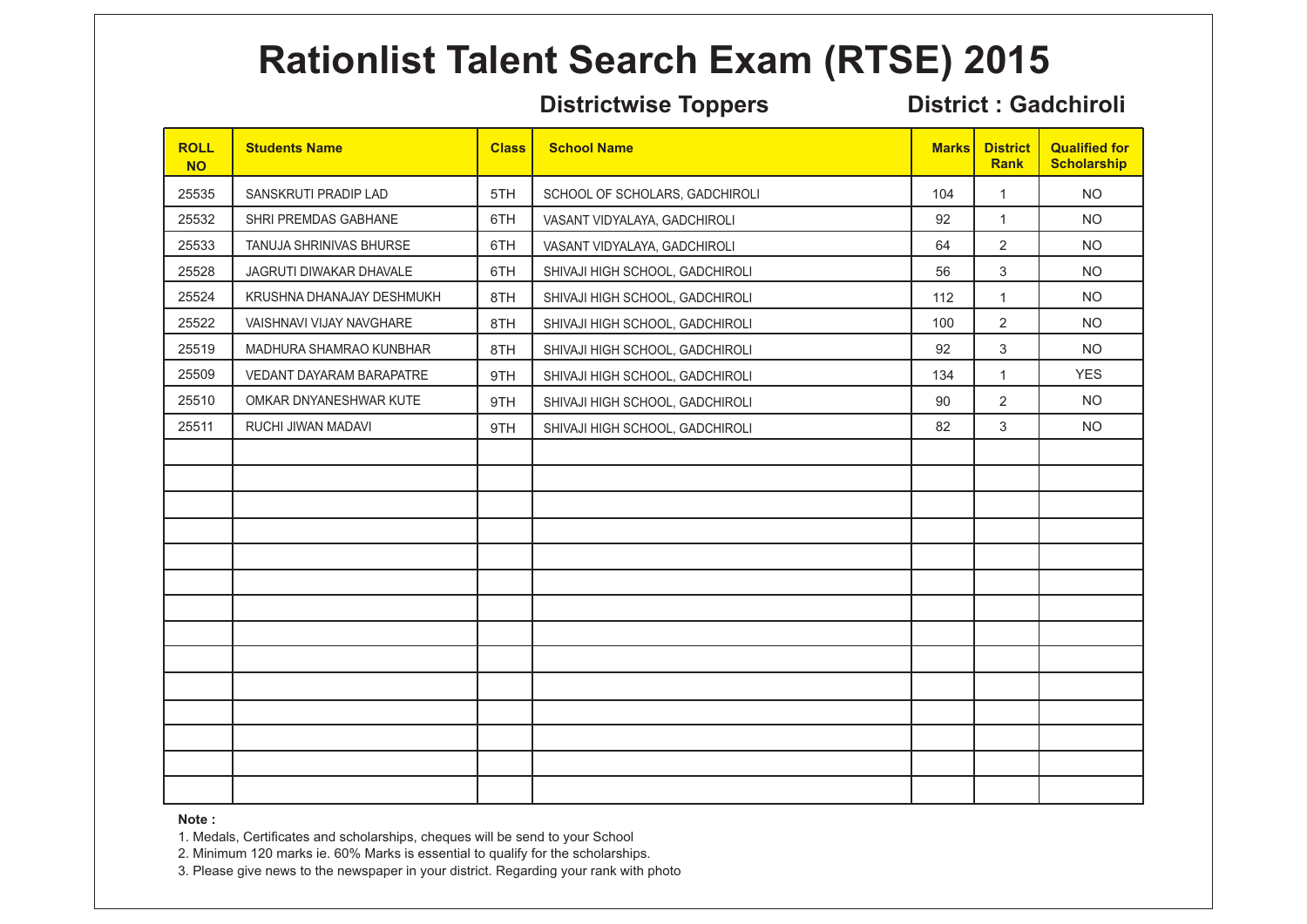# Rationlist Talent Search Exam (RTSE) 2015

**Districtwise Toppers** **District : Gadchiroli**

| ROLL NO | Students Name | Class | School Name | Marks | District Rank | Qualified for Scholarship |
|---|---|---|---|---|---|---|
| 25535 | SANSKRUTI PRADIP LAD | 5TH | SCHOOL OF SCHOLARS, GADCHIROLI | 104 | 1 | NO |
| 25532 | SHRI PREMDAS GABHANE | 6TH | VASANT VIDYALAYA, GADCHIROLI | 92 | 1 | NO |
| 25533 | TANUJA SHRINIVAS BHURSE | 6TH | VASANT VIDYALAYA, GADCHIROLI | 64 | 2 | NO |
| 25528 | JAGRUTI DIWAKAR DHAVALE | 6TH | SHIVAJI HIGH SCHOOL, GADCHIROLI | 56 | 3 | NO |
| 25524 | KRUSHNA DHANAJAY DESHMUKH | 8TH | SHIVAJI HIGH SCHOOL, GADCHIROLI | 112 | 1 | NO |
| 25522 | VAISHNAVI VIJAY NAVGHARE | 8TH | SHIVAJI HIGH SCHOOL, GADCHIROLI | 100 | 2 | NO |
| 25519 | MADHURA SHAMRAO KUNBHAR | 8TH | SHIVAJI HIGH SCHOOL, GADCHIROLI | 92 | 3 | NO |
| 25509 | VEDANT DAYARAM BARAPATRE | 9TH | SHIVAJI HIGH SCHOOL, GADCHIROLI | 134 | 1 | YES |
| 25510 | OMKAR DNYANESHWAR KUTE | 9TH | SHIVAJI HIGH SCHOOL, GADCHIROLI | 90 | 2 | NO |
| 25511 | RUCHI JIWAN MADAVI | 9TH | SHIVAJI HIGH SCHOOL, GADCHIROLI | 82 | 3 | NO |

**Note :**

1. Medals, Certificates and scholarships, cheques will be send to your School
2. Minimum 120 marks ie. 60% Marks is essential to qualify for the scholarships.
3. Please give news to the newspaper in your district. Regarding your rank with photo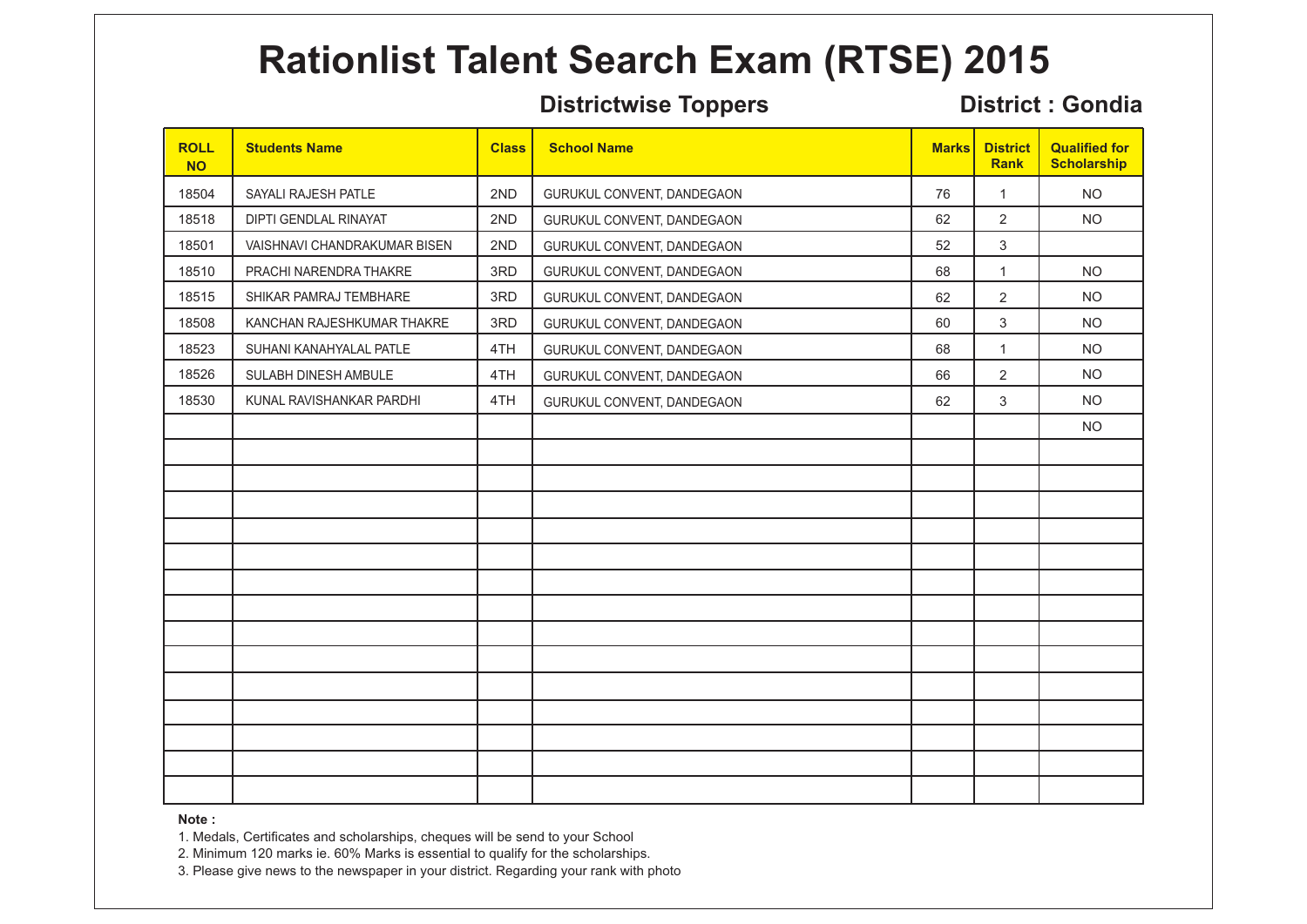# Rationlist Talent Search Exam (RTSE) 2015

**Districtwise Toppers** **District : Gondia**

| ROLL NO | Students Name | Class | School Name | Marks | District Rank | Qualified for Scholarship |
|---|---|---|---|---|---|---|
| 18504 | SAYALI RAJESH PATLE | 2ND | GURUKUL CONVENT, DANDEGAON | 76 | 1 | NO |
| 18518 | DIPTI GENDLAL RINAYAT | 2ND | GURUKUL CONVENT, DANDEGAON | 62 | 2 | NO |
| 18501 | VAISHNAVI CHANDRAKUMAR BISEN | 2ND | GURUKUL CONVENT, DANDEGAON | 52 | 3 | |
| 18510 | PRACHI NARENDRA THAKRE | 3RD | GURUKUL CONVENT, DANDEGAON | 68 | 1 | NO |
| 18515 | SHIKAR PAMRAJ TEMBHARE | 3RD | GURUKUL CONVENT, DANDEGAON | 62 | 2 | NO |
| 18508 | KANCHAN RAJESHKUMAR THAKRE | 3RD | GURUKUL CONVENT, DANDEGAON | 60 | 3 | NO |
| 18523 | SUHANI KANAHYALAL PATLE | 4TH | GURUKUL CONVENT, DANDEGAON | 68 | 1 | NO |
| 18526 | SULABH DINESH AMBULE | 4TH | GURUKUL CONVENT, DANDEGAON | 66 | 2 | NO |
| 18530 | KUNAL RAVISHANKAR PARDHI | 4TH | GURUKUL CONVENT, DANDEGAON | 62 | 3 | NO |
| | | | | | | NO |

**Note :**

1. Medals, Certificates and scholarships, cheques will be send to your School
2. Minimum 120 marks ie. 60% Marks is essential to qualify for the scholarships.
3. Please give news to the newspaper in your district. Regarding your rank with photo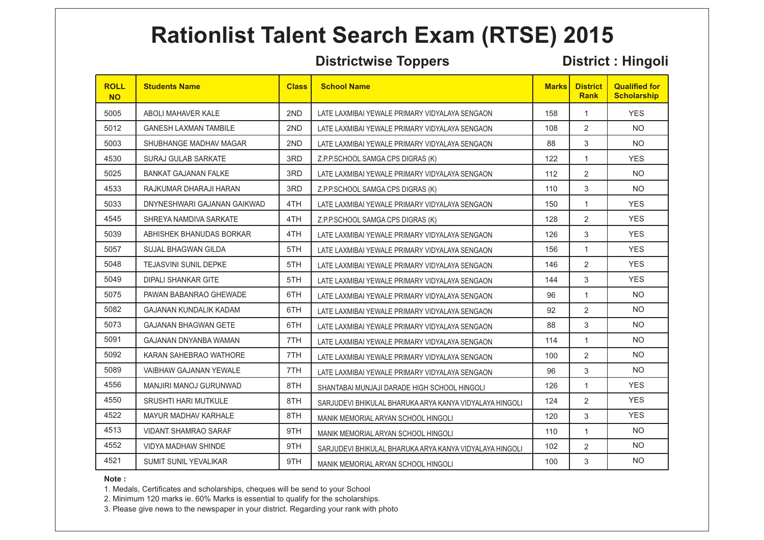# Rationlist Talent Search Exam (RTSE) 2015

**Districtwise Toppers** **District : Hingoli**

| ROLL NO | Students Name | Class | School Name | Marks | District Rank | Qualified for Scholarship |
|---|---|---|---|---|---|---|
| 5005 | ABOLI MAHAVER KALE | 2ND | LATE LAXMIBAI YEWALE PRIMARY VIDYALAYA SENGAON | 158 | 1 | YES |
| 5012 | GANESH LAXMAN TAMBILE | 2ND | LATE LAXMIBAI YEWALE PRIMARY VIDYALAYA SENGAON | 108 | 2 | NO |
| 5003 | SHUBHANGE MADHAV MAGAR | 2ND | LATE LAXMIBAI YEWALE PRIMARY VIDYALAYA SENGAON | 88 | 3 | NO |
| 4530 | SURAJ GULAB SARKATE | 3RD | Z.P.P.SCHOOL SAMGA CPS DIGRAS (K) | 122 | 1 | YES |
| 5025 | BANKAT GAJANAN FALKE | 3RD | LATE LAXMIBAI YEWALE PRIMARY VIDYALAYA SENGAON | 112 | 2 | NO |
| 4533 | RAJKUMAR DHARAJI HARAN | 3RD | Z.P.P.SCHOOL SAMGA CPS DIGRAS (K) | 110 | 3 | NO |
| 5033 | DNYNESHWARI GAJANAN GAIKWAD | 4TH | LATE LAXMIBAI YEWALE PRIMARY VIDYALAYA SENGAON | 150 | 1 | YES |
| 4545 | SHREYA NAMDIVA SARKATE | 4TH | Z.P.P.SCHOOL SAMGA CPS DIGRAS (K) | 128 | 2 | YES |
| 5039 | ABHISHEK BHANUDAS BORKAR | 4TH | LATE LAXMIBAI YEWALE PRIMARY VIDYALAYA SENGAON | 126 | 3 | YES |
| 5057 | SUJAL BHAGWAN GILDA | 5TH | LATE LAXMIBAI YEWALE PRIMARY VIDYALAYA SENGAON | 156 | 1 | YES |
| 5048 | TEJASVINI SUNIL DEPKE | 5TH | LATE LAXMIBAI YEWALE PRIMARY VIDYALAYA SENGAON | 146 | 2 | YES |
| 5049 | DIPALI SHANKAR GITE | 5TH | LATE LAXMIBAI YEWALE PRIMARY VIDYALAYA SENGAON | 144 | 3 | YES |
| 5075 | PAWAN BABANRAO GHEWADE | 6TH | LATE LAXMIBAI YEWALE PRIMARY VIDYALAYA SENGAON | 96 | 1 | NO |
| 5082 | GAJANAN KUNDALIK KADAM | 6TH | LATE LAXMIBAI YEWALE PRIMARY VIDYALAYA SENGAON | 92 | 2 | NO |
| 5073 | GAJANAN BHAGWAN GETE | 6TH | LATE LAXMIBAI YEWALE PRIMARY VIDYALAYA SENGAON | 88 | 3 | NO |
| 5091 | GAJANAN DNYANBA WAMAN | 7TH | LATE LAXMIBAI YEWALE PRIMARY VIDYALAYA SENGAON | 114 | 1 | NO |
| 5092 | KARAN SAHEBRAO WATHORE | 7TH | LATE LAXMIBAI YEWALE PRIMARY VIDYALAYA SENGAON | 100 | 2 | NO |
| 5089 | VAIBHAW GAJANAN YEWALE | 7TH | LATE LAXMIBAI YEWALE PRIMARY VIDYALAYA SENGAON | 96 | 3 | NO |
| 4556 | MANJIRI MANOJ GURUNWAD | 8TH | SHANTABAI MUNJAJI DARADE HIGH SCHOOL HINGOLI | 126 | 1 | YES |
| 4550 | SRUSHTI HARI MUTKULE | 8TH | SARJUDEVI BHIKULAL BHARUKA ARYA KANYA VIDYALAYA HINGOLI | 124 | 2 | YES |
| 4522 | MAYUR MADHAV KARHALE | 8TH | MANIK MEMORIAL ARYAN SCHOOL HINGOLI | 120 | 3 | YES |
| 4513 | VIDANT SHAMRAO SARAF | 9TH | MANIK MEMORIAL ARYAN SCHOOL HINGOLI | 110 | 1 | NO |
| 4552 | VIDYA MADHAW SHINDE | 9TH | SARJUDEVI BHIKULAL BHARUKA ARYA KANYA VIDYALAYA HINGOLI | 102 | 2 | NO |
| 4521 | SUMIT SUNIL YEVALIKAR | 9TH | MANIK MEMORIAL ARYAN SCHOOL HINGOLI | 100 | 3 | NO |

**Note :**

1. Medals, Certificates and scholarships, cheques will be send to your School
2. Minimum 120 marks ie. 60% Marks is essential to qualify for the scholarships.
3. Please give news to the newspaper in your district. Regarding your rank with photo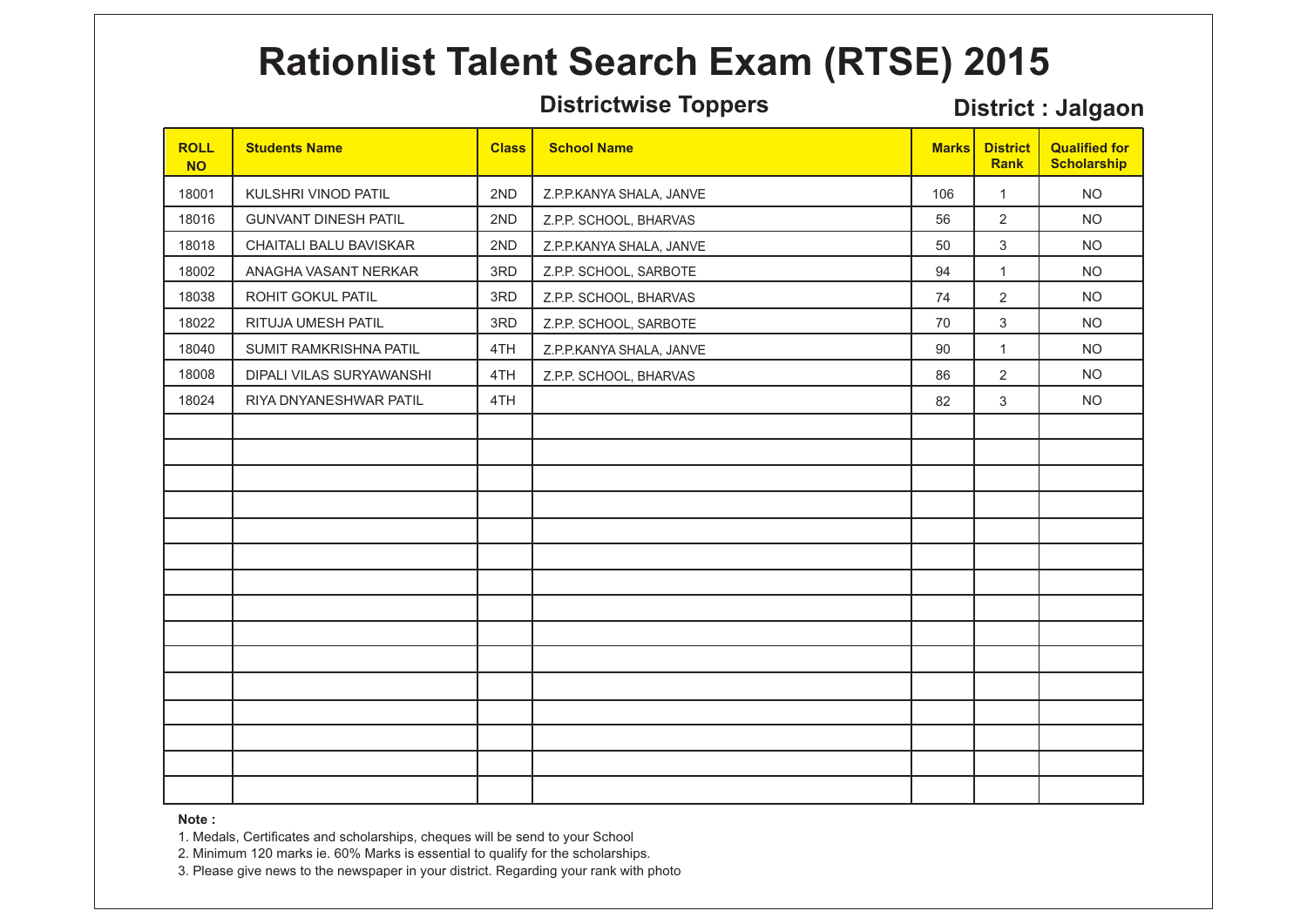# Rationlist Talent Search Exam (RTSE) 2015

## Districtwise Toppers

**District : Jalgaon**

| ROLL NO | Students Name | Class | School Name | Marks | District Rank | Qualified for Scholarship |
|---|---|---|---|---|---|---|
| 18001 | KULSHRI VINOD PATIL | 2ND | Z.P.P.KANYA SHALA, JANVE | 106 | 1 | NO |
| 18016 | GUNVANT DINESH PATIL | 2ND | Z.P.P. SCHOOL, BHARVAS | 56 | 2 | NO |
| 18018 | CHAITALI BALU BAVISKAR | 2ND | Z.P.P.KANYA SHALA, JANVE | 50 | 3 | NO |
| 18002 | ANAGHA VASANT NERKAR | 3RD | Z.P.P. SCHOOL, SARBOTE | 94 | 1 | NO |
| 18038 | ROHIT GOKUL PATIL | 3RD | Z.P.P. SCHOOL, BHARVAS | 74 | 2 | NO |
| 18022 | RITUJA UMESH PATIL | 3RD | Z.P.P. SCHOOL, SARBOTE | 70 | 3 | NO |
| 18040 | SUMIT RAMKRISHNA PATIL | 4TH | Z.P.P.KANYA SHALA, JANVE | 90 | 1 | NO |
| 18008 | DIPALI VILAS SURYAWANSHI | 4TH | Z.P.P. SCHOOL, BHARVAS | 86 | 2 | NO |
| 18024 | RIYA DNYANESHWAR PATIL | 4TH | | 82 | 3 | NO |

**Note :**

1. Medals, Certificates and scholarships, cheques will be send to your School
2. Minimum 120 marks ie. 60% Marks is essential to qualify for the scholarships.
3. Please give news to the newspaper in your district. Regarding your rank with photo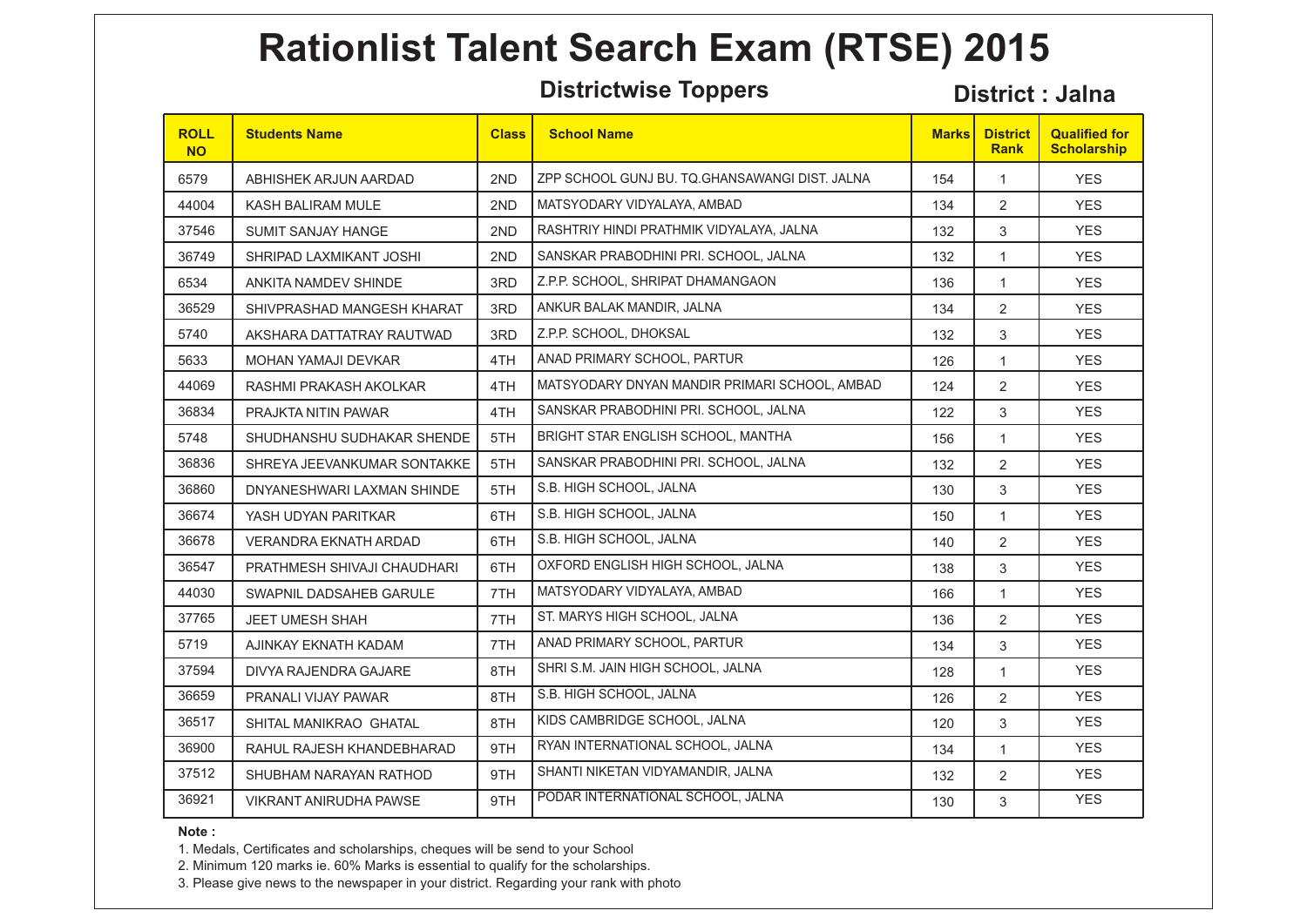# Rationlist Talent Search Exam (RTSE) 2015

## Districtwise Toppers

**District : Jalna**

| ROLL NO | Students Name | Class | School Name | Marks | District Rank | Qualified for Scholarship |
|---|---|---|---|---|---|---|
| 6579 | ABHISHEK ARJUN AARDAD | 2ND | ZPP SCHOOL GUNJ BU. TQ.GHANSAWANGI DIST. JALNA | 154 | 1 | YES |
| 44004 | KASH BALIRAM MULE | 2ND | MATSYODARY VIDYALAYA, AMBAD | 134 | 2 | YES |
| 37546 | SUMIT SANJAY HANGE | 2ND | RASHTRIY HINDI PRATHMIK VIDYALAYA, JALNA | 132 | 3 | YES |
| 36749 | SHRIPAD LAXMIKANT JOSHI | 2ND | SANSKAR PRABODHINI PRI. SCHOOL, JALNA | 132 | 1 | YES |
| 6534 | ANKITA NAMDEV SHINDE | 3RD | Z.P.P. SCHOOL, SHRIPAT DHAMANGAON | 136 | 1 | YES |
| 36529 | SHIVPRASHAD MANGESH KHARAT | 3RD | ANKUR BALAK MANDIR, JALNA | 134 | 2 | YES |
| 5740 | AKSHARA DATTATRAY RAUTWAD | 3RD | Z.P.P. SCHOOL, DHOKSAL | 132 | 3 | YES |
| 5633 | MOHAN YAMAJI DEVKAR | 4TH | ANAD PRIMARY SCHOOL, PARTUR | 126 | 1 | YES |
| 44069 | RASHMI PRAKASH AKOLKAR | 4TH | MATSYODARY DNYAN MANDIR PRIMARI SCHOOL, AMBAD | 124 | 2 | YES |
| 36834 | PRAJKTA NITIN PAWAR | 4TH | SANSKAR PRABODHINI PRI. SCHOOL, JALNA | 122 | 3 | YES |
| 5748 | SHUDHANSHU SUDHAKAR SHENDE | 5TH | BRIGHT STAR ENGLISH SCHOOL, MANTHA | 156 | 1 | YES |
| 36836 | SHREYA JEEVANKUMAR SONTAKKE | 5TH | SANSKAR PRABODHINI PRI. SCHOOL, JALNA | 132 | 2 | YES |
| 36860 | DNYANESHWARI LAXMAN SHINDE | 5TH | S.B. HIGH SCHOOL, JALNA | 130 | 3 | YES |
| 36674 | YASH UDYAN PARITKAR | 6TH | S.B. HIGH SCHOOL, JALNA | 150 | 1 | YES |
| 36678 | VERANDRA EKNATH ARDAD | 6TH | S.B. HIGH SCHOOL, JALNA | 140 | 2 | YES |
| 36547 | PRATHMESH SHIVAJI CHAUDHARI | 6TH | OXFORD ENGLISH HIGH SCHOOL, JALNA | 138 | 3 | YES |
| 44030 | SWAPNIL DADSAHEB GARULE | 7TH | MATSYODARY VIDYALAYA, AMBAD | 166 | 1 | YES |
| 37765 | JEET UMESH SHAH | 7TH | ST. MARYS HIGH SCHOOL, JALNA | 136 | 2 | YES |
| 5719 | AJINKAY EKNATH KADAM | 7TH | ANAD PRIMARY SCHOOL, PARTUR | 134 | 3 | YES |
| 37594 | DIVYA RAJENDRA GAJARE | 8TH | SHRI S.M. JAIN HIGH SCHOOL, JALNA | 128 | 1 | YES |
| 36659 | PRANALI VIJAY PAWAR | 8TH | S.B. HIGH SCHOOL, JALNA | 126 | 2 | YES |
| 36517 | SHITAL MANIKRAO GHATAL | 8TH | KIDS CAMBRIDGE SCHOOL, JALNA | 120 | 3 | YES |
| 36900 | RAHUL RAJESH KHANDEBHARAD | 9TH | RYAN INTERNATIONAL SCHOOL, JALNA | 134 | 1 | YES |
| 37512 | SHUBHAM NARAYAN RATHOD | 9TH | SHANTI NIKETAN VIDYAMANDIR, JALNA | 132 | 2 | YES |
| 36921 | VIKRANT ANIRUDHA PAWSE | 9TH | PODAR INTERNATIONAL SCHOOL, JALNA | 130 | 3 | YES |

**Note :**

1. Medals, Certificates and scholarships, cheques will be send to your School
2. Minimum 120 marks ie. 60% Marks is essential to qualify for the scholarships.
3. Please give news to the newspaper in your district. Regarding your rank with photo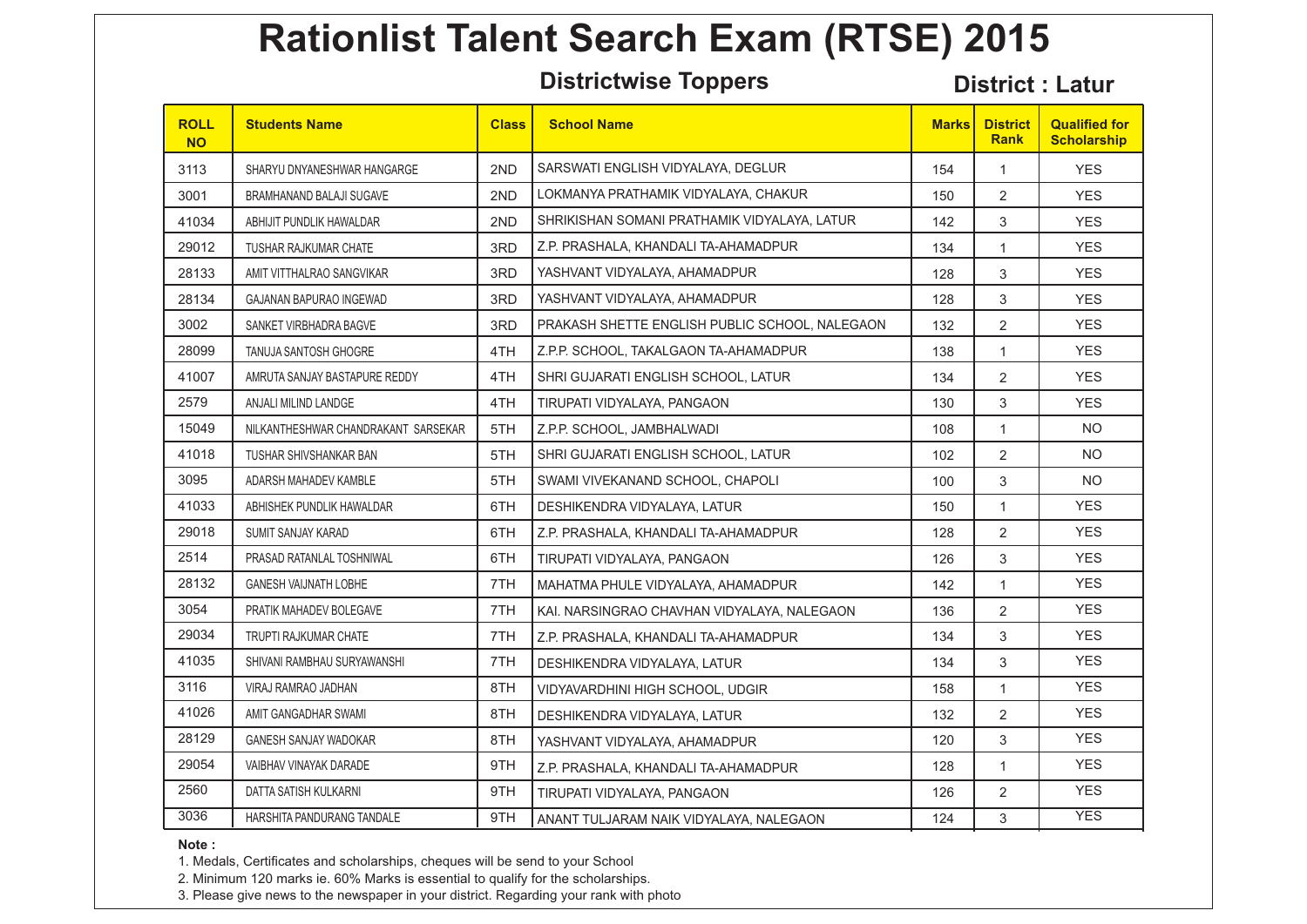# Rationlist Talent Search Exam (RTSE) 2015

## Districtwise Toppers

## District : Latur

| ROLL NO | Students Name | Class | School Name | Marks | District Rank | Qualified for Scholarship |
|---|---|---|---|---|---|---|
| 3113 | SHARYU DNYANESHWAR HANGARGE | 2ND | SARSWATI ENGLISH VIDYALAYA, DEGLUR | 154 | 1 | YES |
| 3001 | BRAMHANAND BALAJI SUGAVE | 2ND | LOKMANYA PRATHAMIK VIDYALAYA, CHAKUR | 150 | 2 | YES |
| 41034 | ABHIJIT PUNDLIK HAWALDAR | 2ND | SHRIKISHAN SOMANI PRATHAMIK VIDYALAYA, LATUR | 142 | 3 | YES |
| 29012 | TUSHAR RAJKUMAR CHATE | 3RD | Z.P. PRASHALA, KHANDALI TA-AHAMADPUR | 134 | 1 | YES |
| 28133 | AMIT VITTHALRAO SANGVIKAR | 3RD | YASHVANT VIDYALAYA, AHAMADPUR | 128 | 3 | YES |
| 28134 | GAJANAN BAPURAO INGEWAD | 3RD | YASHVANT VIDYALAYA, AHAMADPUR | 128 | 3 | YES |
| 3002 | SANKET VIRBHADRA BAGVE | 3RD | PRAKASH SHETTE ENGLISH PUBLIC SCHOOL, NALEGAON | 132 | 2 | YES |
| 28099 | TANUJA SANTOSH GHOGRE | 4TH | Z.P.P. SCHOOL, TAKALGAON TA-AHAMADPUR | 138 | 1 | YES |
| 41007 | AMRUTA SANJAY BASTAPURE REDDY | 4TH | SHRI GUJARATI ENGLISH SCHOOL, LATUR | 134 | 2 | YES |
| 2579 | ANJALI MILIND LANDGE | 4TH | TIRUPATI VIDYALAYA, PANGAON | 130 | 3 | YES |
| 15049 | NILKANTHESHWAR CHANDRAKANT SARSEKAR | 5TH | Z.P.P. SCHOOL, JAMBHALWADI | 108 | 1 | NO |
| 41018 | TUSHAR SHIVSHANKAR BAN | 5TH | SHRI GUJARATI ENGLISH SCHOOL, LATUR | 102 | 2 | NO |
| 3095 | ADARSH MAHADEV KAMBLE | 5TH | SWAMI VIVEKANAND SCHOOL, CHAPOLI | 100 | 3 | NO |
| 41033 | ABHISHEK PUNDLIK HAWALDAR | 6TH | DESHIKENDRA VIDYALAYA, LATUR | 150 | 1 | YES |
| 29018 | SUMIT SANJAY KARAD | 6TH | Z.P. PRASHALA, KHANDALI TA-AHAMADPUR | 128 | 2 | YES |
| 2514 | PRASAD RATANLAL TOSHNIWAL | 6TH | TIRUPATI VIDYALAYA, PANGAON | 126 | 3 | YES |
| 28132 | GANESH VAIJNATH LOBHE | 7TH | MAHATMA PHULE VIDYALAYA, AHAMADPUR | 142 | 1 | YES |
| 3054 | PRATIK MAHADEV BOLEGAVE | 7TH | KAI. NARSINGRAO CHAVHAN VIDYALAYA, NALEGAON | 136 | 2 | YES |
| 29034 | TRUPTI RAJKUMAR CHATE | 7TH | Z.P. PRASHALA, KHANDALI TA-AHAMADPUR | 134 | 3 | YES |
| 41035 | SHIVANI RAMBHAU SURYAWANSHI | 7TH | DESHIKENDRA VIDYALAYA, LATUR | 134 | 3 | YES |
| 3116 | VIRAJ RAMRAO JADHAN | 8TH | VIDYAVARDHINI HIGH SCHOOL, UDGIR | 158 | 1 | YES |
| 41026 | AMIT GANGADHAR SWAMI | 8TH | DESHIKENDRA VIDYALAYA, LATUR | 132 | 2 | YES |
| 28129 | GANESH SANJAY WADOKAR | 8TH | YASHVANT VIDYALAYA, AHAMADPUR | 120 | 3 | YES |
| 29054 | VAIBHAV VINAYAK DARADE | 9TH | Z.P. PRASHALA, KHANDALI TA-AHAMADPUR | 128 | 1 | YES |
| 2560 | DATTA SATISH KULKARNI | 9TH | TIRUPATI VIDYALAYA, PANGAON | 126 | 2 | YES |
| 3036 | HARSHITA PANDURANG TANDALE | 9TH | ANANT TULJARAM NAIK VIDYALAYA, NALEGAON | 124 | 3 | YES |

**Note :**

1. Medals, Certificates and scholarships, cheques will be send to your School
2. Minimum 120 marks ie. 60% Marks is essential to qualify for the scholarships.
3. Please give news to the newspaper in your district. Regarding your rank with photo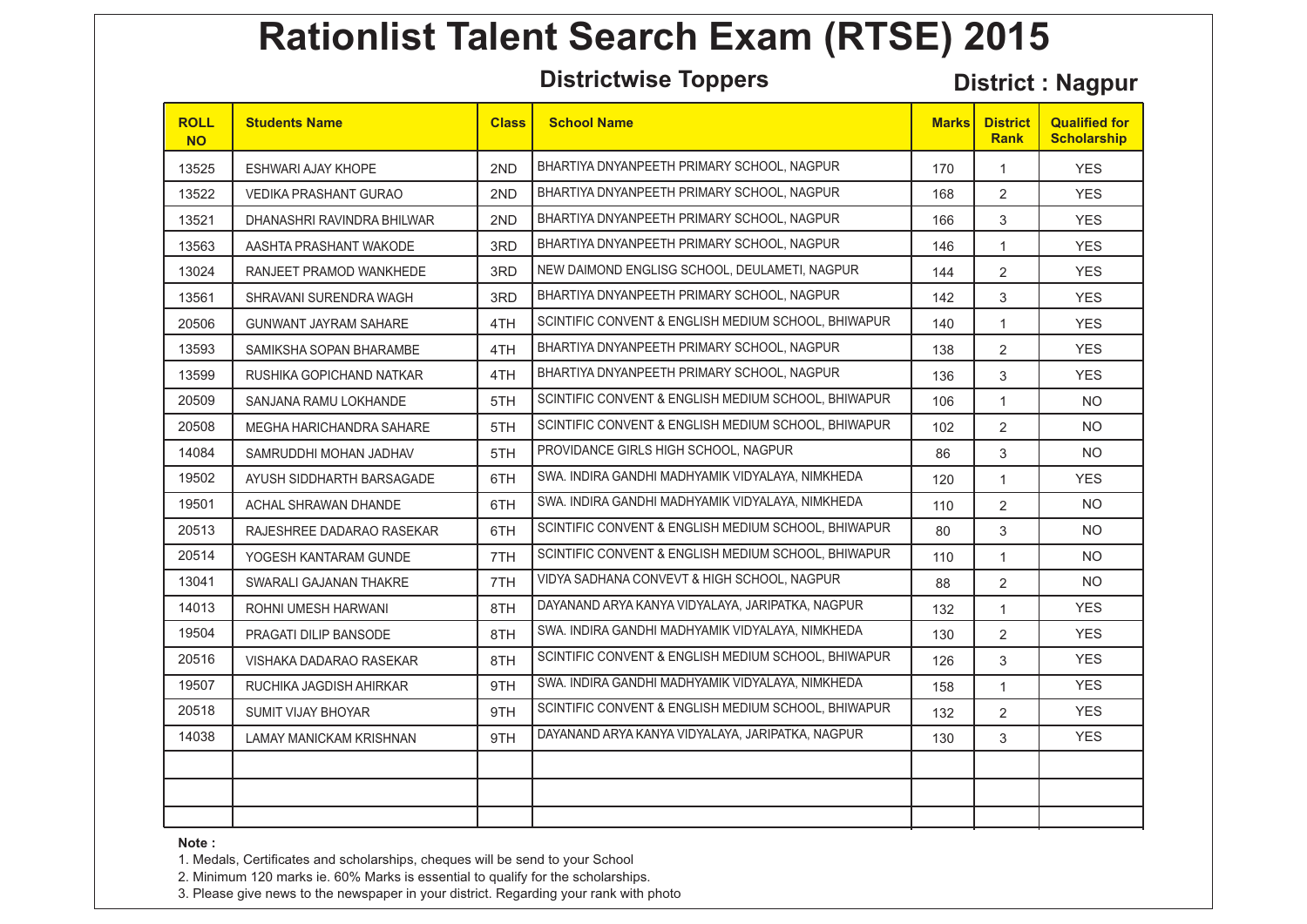# Rationlist Talent Search Exam (RTSE) 2015

## Districtwise Toppers

## District : Nagpur

| ROLL NO | Students Name | Class | School Name | Marks | District Rank | Qualified for Scholarship |
|---|---|---|---|---|---|---|
| 13525 | ESHWARI AJAY KHOPE | 2ND | BHARTIYA DNYANPEETH PRIMARY SCHOOL, NAGPUR | 170 | 1 | YES |
| 13522 | VEDIKA PRASHANT GURAO | 2ND | BHARTIYA DNYANPEETH PRIMARY SCHOOL, NAGPUR | 168 | 2 | YES |
| 13521 | DHANASHRI RAVINDRA BHILWAR | 2ND | BHARTIYA DNYANPEETH PRIMARY SCHOOL, NAGPUR | 166 | 3 | YES |
| 13563 | AASHTA PRASHANT WAKODE | 3RD | BHARTIYA DNYANPEETH PRIMARY SCHOOL, NAGPUR | 146 | 1 | YES |
| 13024 | RANJEET PRAMOD WANKHEDE | 3RD | NEW DAIMOND ENGLISG SCHOOL, DEULAMETI, NAGPUR | 144 | 2 | YES |
| 13561 | SHRAVANI SURENDRA WAGH | 3RD | BHARTIYA DNYANPEETH PRIMARY SCHOOL, NAGPUR | 142 | 3 | YES |
| 20506 | GUNWANT JAYRAM SAHARE | 4TH | SCINTIFIC CONVENT & ENGLISH MEDIUM SCHOOL, BHIWAPUR | 140 | 1 | YES |
| 13593 | SAMIKSHA SOPAN BHARAMBE | 4TH | BHARTIYA DNYANPEETH PRIMARY SCHOOL, NAGPUR | 138 | 2 | YES |
| 13599 | RUSHIKA GOPICHAND NATKAR | 4TH | BHARTIYA DNYANPEETH PRIMARY SCHOOL, NAGPUR | 136 | 3 | YES |
| 20509 | SANJANA RAMU LOKHANDE | 5TH | SCINTIFIC CONVENT & ENGLISH MEDIUM SCHOOL, BHIWAPUR | 106 | 1 | NO |
| 20508 | MEGHA HARICHANDRA SAHARE | 5TH | SCINTIFIC CONVENT & ENGLISH MEDIUM SCHOOL, BHIWAPUR | 102 | 2 | NO |
| 14084 | SAMRUDDHI MOHAN JADHAV | 5TH | PROVIDANCE GIRLS HIGH SCHOOL, NAGPUR | 86 | 3 | NO |
| 19502 | AYUSH SIDDHARTH BARSAGADE | 6TH | SWA. INDIRA GANDHI MADHYAMIK VIDYALAYA, NIMKHEDA | 120 | 1 | YES |
| 19501 | ACHAL SHRAWAN DHANDE | 6TH | SWA. INDIRA GANDHI MADHYAMIK VIDYALAYA, NIMKHEDA | 110 | 2 | NO |
| 20513 | RAJESHREE DADARAO RASEKAR | 6TH | SCINTIFIC CONVENT & ENGLISH MEDIUM SCHOOL, BHIWAPUR | 80 | 3 | NO |
| 20514 | YOGESH KANTARAM GUNDE | 7TH | SCINTIFIC CONVENT & ENGLISH MEDIUM SCHOOL, BHIWAPUR | 110 | 1 | NO |
| 13041 | SWARALI GAJANAN THAKRE | 7TH | VIDYA SADHANA CONVEVT & HIGH SCHOOL, NAGPUR | 88 | 2 | NO |
| 14013 | ROHNI UMESH HARWANI | 8TH | DAYANAND ARYA KANYA VIDYALAYA, JARIPATKA, NAGPUR | 132 | 1 | YES |
| 19504 | PRAGATI DILIP BANSODE | 8TH | SWA. INDIRA GANDHI MADHYAMIK VIDYALAYA, NIMKHEDA | 130 | 2 | YES |
| 20516 | VISHAKA DADARAO RASEKAR | 8TH | SCINTIFIC CONVENT & ENGLISH MEDIUM SCHOOL, BHIWAPUR | 126 | 3 | YES |
| 19507 | RUCHIKA JAGDISH AHIRKAR | 9TH | SWA. INDIRA GANDHI MADHYAMIK VIDYALAYA, NIMKHEDA | 158 | 1 | YES |
| 20518 | SUMIT VIJAY BHOYAR | 9TH | SCINTIFIC CONVENT & ENGLISH MEDIUM SCHOOL, BHIWAPUR | 132 | 2 | YES |
| 14038 | LAMAY MANICKAM KRISHNAN | 9TH | DAYANAND ARYA KANYA VIDYALAYA, JARIPATKA, NAGPUR | 130 | 3 | YES |
| | | | | | | |
| | | | | | | |
| | | | | | | |

**Note :**

1. Medals, Certificates and scholarships, cheques will be send to your School
2. Minimum 120 marks ie. 60% Marks is essential to qualify for the scholarships.
3. Please give news to the newspaper in your district. Regarding your rank with photo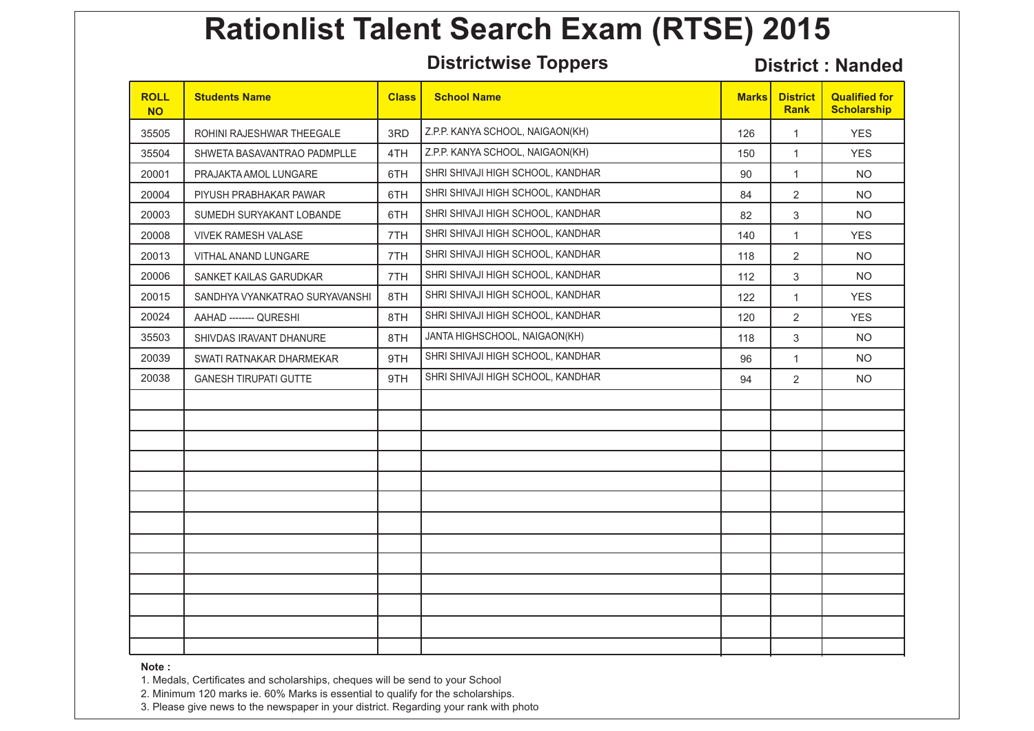# Rationlist Talent Search Exam (RTSE) 2015

## Districtwise Toppers

**District : Nanded**

| ROLL NO | Students Name | Class | School Name | Marks | District Rank | Qualified for Scholarship |
|---|---|---|---|---|---|---|
| 35505 | ROHINI RAJESHWAR THEEGALE | 3RD | Z.P.P. KANYA SCHOOL, NAIGAON(KH) | 126 | 1 | YES |
| 35504 | SHWETA BASAVANTRAO PADMPLLE | 4TH | Z.P.P. KANYA SCHOOL, NAIGAON(KH) | 150 | 1 | YES |
| 20001 | PRAJAKTA AMOL LUNGARE | 6TH | SHRI SHIVAJI HIGH SCHOOL, KANDHAR | 90 | 1 | NO |
| 20004 | PIYUSH PRABHAKAR PAWAR | 6TH | SHRI SHIVAJI HIGH SCHOOL, KANDHAR | 84 | 2 | NO |
| 20003 | SUMEDH SURYAKANT LOBANDE | 6TH | SHRI SHIVAJI HIGH SCHOOL, KANDHAR | 82 | 3 | NO |
| 20008 | VIVEK RAMESH VALASE | 7TH | SHRI SHIVAJI HIGH SCHOOL, KANDHAR | 140 | 1 | YES |
| 20013 | VITHAL ANAND LUNGARE | 7TH | SHRI SHIVAJI HIGH SCHOOL, KANDHAR | 118 | 2 | NO |
| 20006 | SANKET KAILAS GARUDKAR | 7TH | SHRI SHIVAJI HIGH SCHOOL, KANDHAR | 112 | 3 | NO |
| 20015 | SANDHYA VYANKATRAO SURYAVANSHI | 8TH | SHRI SHIVAJI HIGH SCHOOL, KANDHAR | 122 | 1 | YES |
| 20024 | AAHAD -------- QURESHI | 8TH | SHRI SHIVAJI HIGH SCHOOL, KANDHAR | 120 | 2 | YES |
| 35503 | SHIVDAS IRAVANT DHANURE | 8TH | JANTA HIGHSCHOOL, NAIGAON(KH) | 118 | 3 | NO |
| 20039 | SWATI RATNAKAR DHARMEKAR | 9TH | SHRI SHIVAJI HIGH SCHOOL, KANDHAR | 96 | 1 | NO |
| 20038 | GANESH TIRUPATI GUTTE | 9TH | SHRI SHIVAJI HIGH SCHOOL, KANDHAR | 94 | 2 | NO |

**Note :**

1. Medals, Certificates and scholarships, cheques will be send to your School
2. Minimum 120 marks ie. 60% Marks is essential to qualify for the scholarships.
3. Please give news to the newspaper in your district. Regarding your rank with photo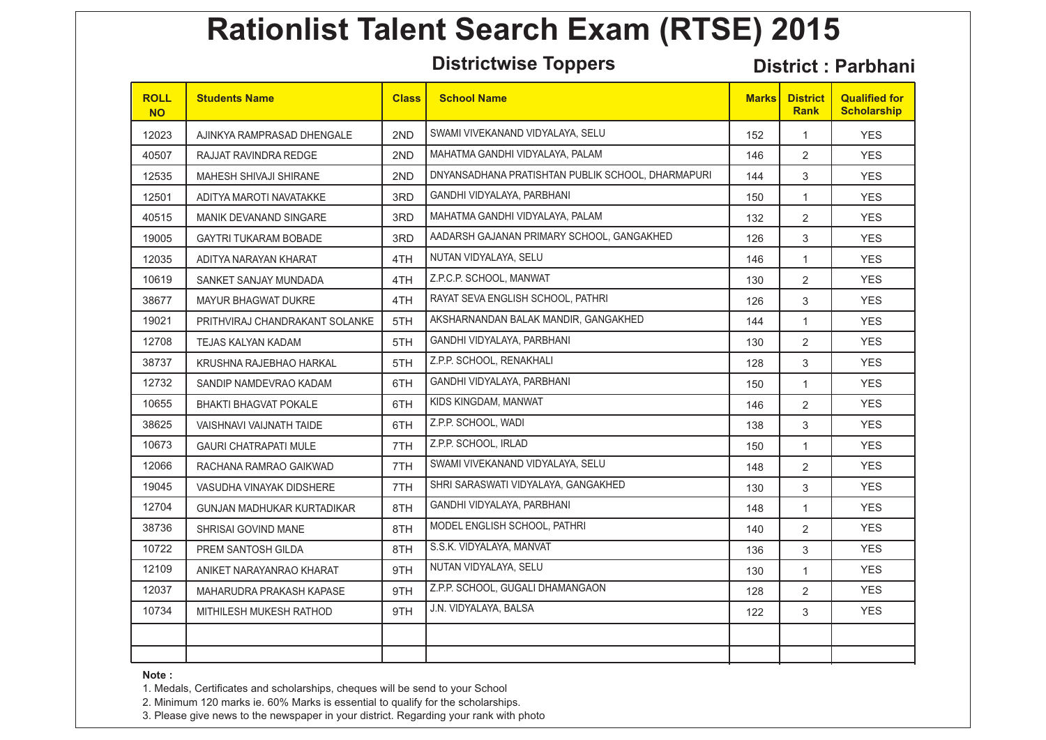# Rationlist Talent Search Exam (RTSE) 2015

**Districtwise Toppers** **District : Parbhani**

| ROLL NO | Students Name | Class | School Name | Marks | District Rank | Qualified for Scholarship |
|---|---|---|---|---|---|---|
| 12023 | AJINKYA RAMPRASAD DHENGALE | 2ND | SWAMI VIVEKANAND VIDYALAYA, SELU | 152 | 1 | YES |
| 40507 | RAJJAT RAVINDRA REDGE | 2ND | MAHATMA GANDHI VIDYALAYA, PALAM | 146 | 2 | YES |
| 12535 | MAHESH SHIVAJI SHIRANE | 2ND | DNYANSADHANA PRATISHTAN PUBLIK SCHOOL, DHARMAPURI | 144 | 3 | YES |
| 12501 | ADITYA MAROTI NAVATAKKE | 3RD | GANDHI VIDYALAYA, PARBHANI | 150 | 1 | YES |
| 40515 | MANIK DEVANAND SINGARE | 3RD | MAHATMA GANDHI VIDYALAYA, PALAM | 132 | 2 | YES |
| 19005 | GAYTRI TUKARAM BOBADE | 3RD | AADARSH GAJANAN PRIMARY SCHOOL, GANGAKHED | 126 | 3 | YES |
| 12035 | ADITYA NARAYAN KHARAT | 4TH | NUTAN VIDYALAYA, SELU | 146 | 1 | YES |
| 10619 | SANKET SANJAY MUNDADA | 4TH | Z.P.C.P. SCHOOL, MANWAT | 130 | 2 | YES |
| 38677 | MAYUR BHAGWAT DUKRE | 4TH | RAYAT SEVA ENGLISH SCHOOL, PATHRI | 126 | 3 | YES |
| 19021 | PRITHVIRAJ CHANDRAKANT SOLANKE | 5TH | AKSHARNANDAN BALAK MANDIR, GANGAKHED | 144 | 1 | YES |
| 12708 | TEJAS KALYAN KADAM | 5TH | GANDHI VIDYALAYA, PARBHANI | 130 | 2 | YES |
| 38737 | KRUSHNA RAJEBHAO HARKAL | 5TH | Z.P.P. SCHOOL, RENAKHALI | 128 | 3 | YES |
| 12732 | SANDIP NAMDEVRAO KADAM | 6TH | GANDHI VIDYALAYA, PARBHANI | 150 | 1 | YES |
| 10655 | BHAKTI BHAGVAT POKALE | 6TH | KIDS KINGDAM, MANWAT | 146 | 2 | YES |
| 38625 | VAISHNAVI VAIJNATH TAIDE | 6TH | Z.P.P. SCHOOL, WADI | 138 | 3 | YES |
| 10673 | GAURI CHATRAPATI MULE | 7TH | Z.P.P. SCHOOL, IRLAD | 150 | 1 | YES |
| 12066 | RACHANA RAMRAO GAIKWAD | 7TH | SWAMI VIVEKANAND VIDYALAYA, SELU | 148 | 2 | YES |
| 19045 | VASUDHA VINAYAK DIDSHERE | 7TH | SHRI SARASWATI VIDYALAYA, GANGAKHED | 130 | 3 | YES |
| 12704 | GUNJAN MADHUKAR KURTADIKAR | 8TH | GANDHI VIDYALAYA, PARBHANI | 148 | 1 | YES |
| 38736 | SHRISAI GOVIND MANE | 8TH | MODEL ENGLISH SCHOOL, PATHRI | 140 | 2 | YES |
| 10722 | PREM SANTOSH GILDA | 8TH | S.S.K. VIDYALAYA, MANVAT | 136 | 3 | YES |
| 12109 | ANIKET NARAYANRAO KHARAT | 9TH | NUTAN VIDYALAYA, SELU | 130 | 1 | YES |
| 12037 | MAHARUDRA PRAKASH KAPASE | 9TH | Z.P.P. SCHOOL, GUGALI DHAMANGAON | 128 | 2 | YES |
| 10734 | MITHILESH MUKESH RATHOD | 9TH | J.N. VIDYALAYA, BALSA | 122 | 3 | YES |
| | | | | | | |
| | | | | | | |

**Note :**

1. Medals, Certificates and scholarships, cheques will be send to your School
2. Minimum 120 marks ie. 60% Marks is essential to qualify for the scholarships.
3. Please give news to the newspaper in your district. Regarding your rank with photo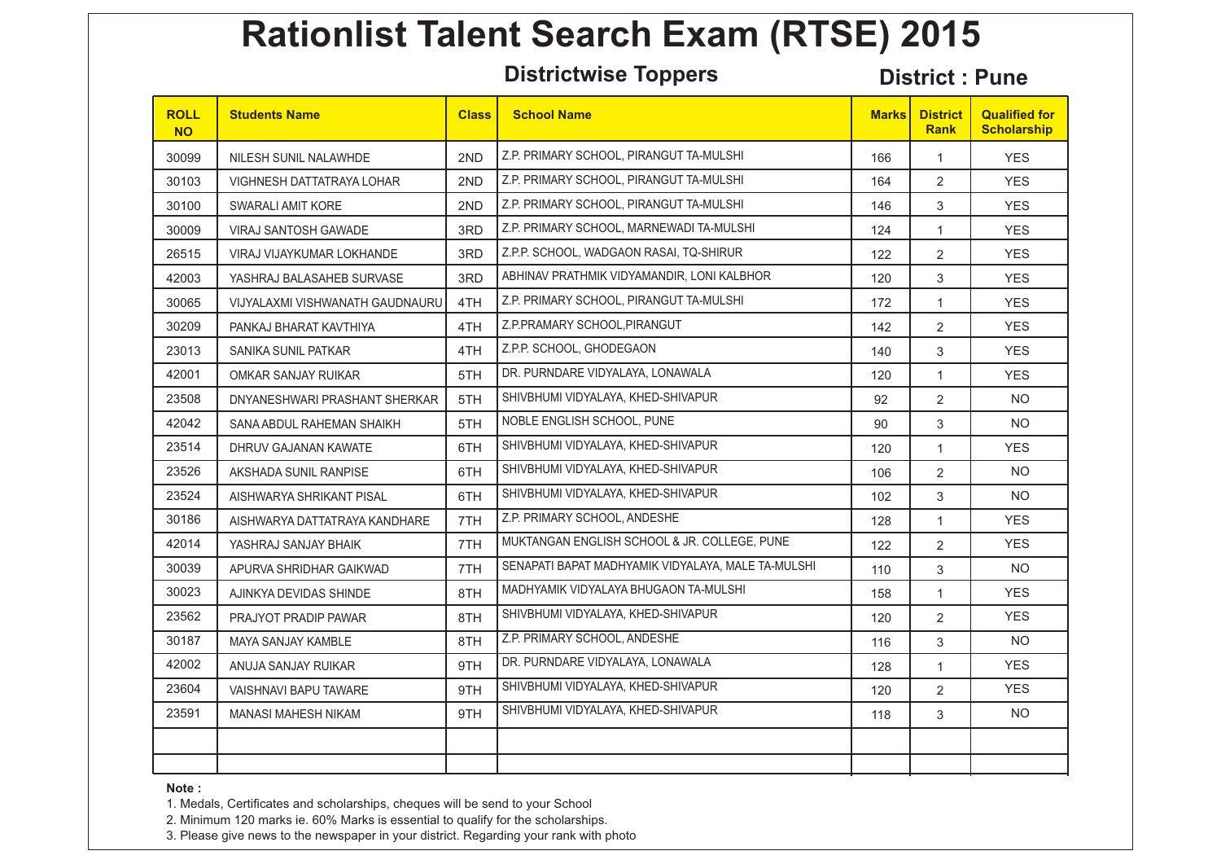# Rationlist Talent Search Exam (RTSE) 2015

## Districtwise Toppers

## District : Pune

| ROLL NO | Students Name | Class | School Name | Marks | District Rank | Qualified for Scholarship |
|---|---|---|---|---|---|---|
| 30099 | NILESH SUNIL NALAWHDE | 2ND | Z.P. PRIMARY SCHOOL, PIRANGUT TA-MULSHI | 166 | 1 | YES |
| 30103 | VIGHNESH DATTATRAYA LOHAR | 2ND | Z.P. PRIMARY SCHOOL, PIRANGUT TA-MULSHI | 164 | 2 | YES |
| 30100 | SWARALI AMIT KORE | 2ND | Z.P. PRIMARY SCHOOL, PIRANGUT TA-MULSHI | 146 | 3 | YES |
| 30009 | VIRAJ SANTOSH GAWADE | 3RD | Z.P. PRIMARY SCHOOL, MARNEWADI TA-MULSHI | 124 | 1 | YES |
| 26515 | VIRAJ VIJAYKUMAR LOKHANDE | 3RD | Z.P.P. SCHOOL, WADGAON RASAI, TQ-SHIRUR | 122 | 2 | YES |
| 42003 | YASHRAJ BALASAHEB SURVASE | 3RD | ABHINAV PRATHMIK VIDYAMANDIR, LONI KALBHOR | 120 | 3 | YES |
| 30065 | VIJYALAXMI VISHWANATH GAUDNAURU | 4TH | Z.P. PRIMARY SCHOOL, PIRANGUT TA-MULSHI | 172 | 1 | YES |
| 30209 | PANKAJ BHARAT KAVTHIYA | 4TH | Z.P.PRAMARY SCHOOL,PIRANGUT | 142 | 2 | YES |
| 23013 | SANIKA SUNIL PATKAR | 4TH | Z.P.P. SCHOOL, GHODEGAON | 140 | 3 | YES |
| 42001 | OMKAR SANJAY RUIKAR | 5TH | DR. PURNDARE VIDYALAYA, LONAWALA | 120 | 1 | YES |
| 23508 | DNYANESHWARI PRASHANT SHERKAR | 5TH | SHIVBHUMI VIDYALAYA, KHED-SHIVAPUR | 92 | 2 | NO |
| 42042 | SANA ABDUL RAHEMAN SHAIKH | 5TH | NOBLE ENGLISH SCHOOL, PUNE | 90 | 3 | NO |
| 23514 | DHRUV GAJANAN KAWATE | 6TH | SHIVBHUMI VIDYALAYA, KHED-SHIVAPUR | 120 | 1 | YES |
| 23526 | AKSHADA SUNIL RANPISE | 6TH | SHIVBHUMI VIDYALAYA, KHED-SHIVAPUR | 106 | 2 | NO |
| 23524 | AISHWARYA SHRIKANT PISAL | 6TH | SHIVBHUMI VIDYALAYA, KHED-SHIVAPUR | 102 | 3 | NO |
| 30186 | AISHWARYA DATTATRAYA KANDHARE | 7TH | Z.P. PRIMARY SCHOOL, ANDESHE | 128 | 1 | YES |
| 42014 | YASHRAJ SANJAY BHAIK | 7TH | MUKTANGAN ENGLISH SCHOOL & JR. COLLEGE, PUNE | 122 | 2 | YES |
| 30039 | APURVA SHRIDHAR GAIKWAD | 7TH | SENAPATI BAPAT MADHYAMIK VIDYALAYA, MALE TA-MULSHI | 110 | 3 | NO |
| 30023 | AJINKYA DEVIDAS SHINDE | 8TH | MADHYAMIK VIDYALAYA BHUGAON TA-MULSHI | 158 | 1 | YES |
| 23562 | PRAJYOT PRADIP PAWAR | 8TH | SHIVBHUMI VIDYALAYA, KHED-SHIVAPUR | 120 | 2 | YES |
| 30187 | MAYA SANJAY KAMBLE | 8TH | Z.P. PRIMARY SCHOOL, ANDESHE | 116 | 3 | NO |
| 42002 | ANUJA SANJAY RUIKAR | 9TH | DR. PURNDARE VIDYALAYA, LONAWALA | 128 | 1 | YES |
| 23604 | VAISHNAVI BAPU TAWARE | 9TH | SHIVBHUMI VIDYALAYA, KHED-SHIVAPUR | 120 | 2 | YES |
| 23591 | MANASI MAHESH NIKAM | 9TH | SHIVBHUMI VIDYALAYA, KHED-SHIVAPUR | 118 | 3 | NO |
| | | | | | | |
| | | | | | | |

**Note :**

1. Medals, Certificates and scholarships, cheques will be send to your School
2. Minimum 120 marks ie. 60% Marks is essential to qualify for the scholarships.
3. Please give news to the newspaper in your district. Regarding your rank with photo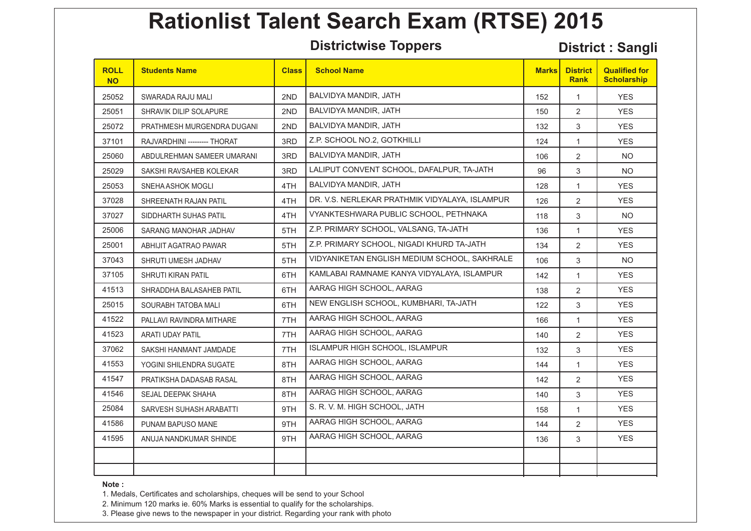# Rationlist Talent Search Exam (RTSE) 2015

**Districtwise Toppers** **District : Sangli**

| ROLL NO | Students Name | Class | School Name | Marks | District Rank | Qualified for Scholarship |
|---|---|---|---|---|---|---|
| 25052 | SWARADA RAJU MALI | 2ND | BALVIDYA MANDIR, JATH | 152 | 1 | YES |
| 25051 | SHRAVIK DILIP SOLAPURE | 2ND | BALVIDYA MANDIR, JATH | 150 | 2 | YES |
| 25072 | PRATHMESH MURGENDRA DUGANI | 2ND | BALVIDYA MANDIR, JATH | 132 | 3 | YES |
| 37101 | RAJVARDHINI --------- THORAT | 3RD | Z.P. SCHOOL NO.2, GOTKHILLI | 124 | 1 | YES |
| 25060 | ABDULREHMAN SAMEER UMARANI | 3RD | BALVIDYA MANDIR, JATH | 106 | 2 | NO |
| 25029 | SAKSHI RAVSAHEB KOLEKAR | 3RD | LALIPUT CONVENT SCHOOL, DAFALPUR, TA-JATH | 96 | 3 | NO |
| 25053 | SNEHA ASHOK MOGLI | 4TH | BALVIDYA MANDIR, JATH | 128 | 1 | YES |
| 37028 | SHREENATH RAJAN PATIL | 4TH | DR. V.S. NERLEKAR PRATHMIK VIDYALAYA, ISLAMPUR | 126 | 2 | YES |
| 37027 | SIDDHARTH SUHAS PATIL | 4TH | VYANKTESHWARA PUBLIC SCHOOL, PETHNAKA | 118 | 3 | NO |
| 25006 | SARANG MANOHAR JADHAV | 5TH | Z.P. PRIMARY SCHOOL, VALSANG, TA-JATH | 136 | 1 | YES |
| 25001 | ABHIJIT AGATRAO PAWAR | 5TH | Z.P. PRIMARY SCHOOL, NIGADI KHURD TA-JATH | 134 | 2 | YES |
| 37043 | SHRUTI UMESH JADHAV | 5TH | VIDYANIKETAN ENGLISH MEDIUM SCHOOL, SAKHRALE | 106 | 3 | NO |
| 37105 | SHRUTI KIRAN PATIL | 6TH | KAMLABAI RAMNAME KANYA VIDYALAYA, ISLAMPUR | 142 | 1 | YES |
| 41513 | SHRADDHA BALASAHEB PATIL | 6TH | AARAG HIGH SCHOOL, AARAG | 138 | 2 | YES |
| 25015 | SOURABH TATOBA MALI | 6TH | NEW ENGLISH SCHOOL, KUMBHARI, TA-JATH | 122 | 3 | YES |
| 41522 | PALLAVI RAVINDRA MITHARE | 7TH | AARAG HIGH SCHOOL, AARAG | 166 | 1 | YES |
| 41523 | ARATI UDAY PATIL | 7TH | AARAG HIGH SCHOOL, AARAG | 140 | 2 | YES |
| 37062 | SAKSHI HANMANT JAMDADE | 7TH | ISLAMPUR HIGH SCHOOL, ISLAMPUR | 132 | 3 | YES |
| 41553 | YOGINI SHILENDRA SUGATE | 8TH | AARAG HIGH SCHOOL, AARAG | 144 | 1 | YES |
| 41547 | PRATIKSHA DADASAB RASAL | 8TH | AARAG HIGH SCHOOL, AARAG | 142 | 2 | YES |
| 41546 | SEJAL DEEPAK SHAHA | 8TH | AARAG HIGH SCHOOL, AARAG | 140 | 3 | YES |
| 25084 | SARVESH SUHASH ARABATTI | 9TH | S. R. V. M. HIGH SCHOOL, JATH | 158 | 1 | YES |
| 41586 | PUNAM BAPUSO MANE | 9TH | AARAG HIGH SCHOOL, AARAG | 144 | 2 | YES |
| 41595 | ANUJA NANDKUMAR SHINDE | 9TH | AARAG HIGH SCHOOL, AARAG | 136 | 3 | YES |
| | | | | | | |
| | | | | | | |

**Note :**

1. Medals, Certificates and scholarships, cheques will be send to your School
2. Minimum 120 marks ie. 60% Marks is essential to qualify for the scholarships.
3. Please give news to the newspaper in your district. Regarding your rank with photo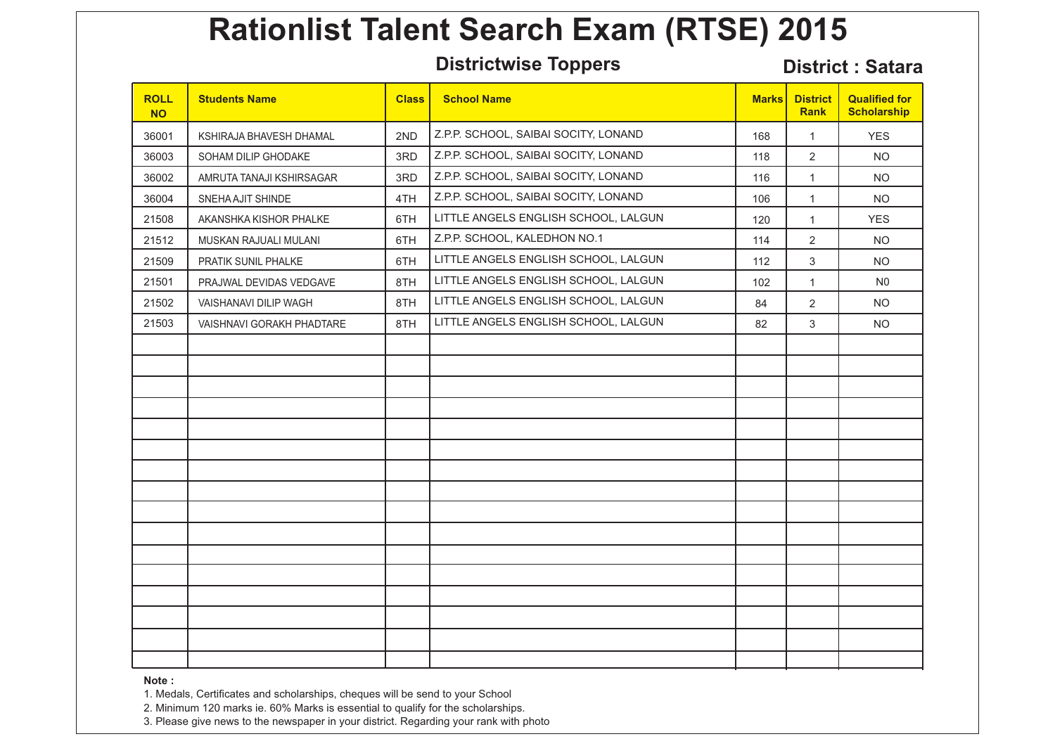# Rationlist Talent Search Exam (RTSE) 2015

**Districtwise Toppers** **District : Satara**

| ROLL NO | Students Name | Class | School Name | Marks | District Rank | Qualified for Scholarship |
|---|---|---|---|---|---|---|
| 36001 | KSHIRAJA BHAVESH DHAMAL | 2ND | Z.P.P. SCHOOL, SAIBAI SOCITY, LONAND | 168 | 1 | YES |
| 36003 | SOHAM DILIP GHODAKE | 3RD | Z.P.P. SCHOOL, SAIBAI SOCITY, LONAND | 118 | 2 | NO |
| 36002 | AMRUTA TANAJI KSHIRSAGAR | 3RD | Z.P.P. SCHOOL, SAIBAI SOCITY, LONAND | 116 | 1 | NO |
| 36004 | SNEHA AJIT SHINDE | 4TH | Z.P.P. SCHOOL, SAIBAI SOCITY, LONAND | 106 | 1 | NO |
| 21508 | AKANSHKA KISHOR PHALKE | 6TH | LITTLE ANGELS ENGLISH SCHOOL, LALGUN | 120 | 1 | YES |
| 21512 | MUSKAN RAJUALI MULANI | 6TH | Z.P.P. SCHOOL, KALEDHON NO.1 | 114 | 2 | NO |
| 21509 | PRATIK SUNIL PHALKE | 6TH | LITTLE ANGELS ENGLISH SCHOOL, LALGUN | 112 | 3 | NO |
| 21501 | PRAJWAL DEVIDAS VEDGAVE | 8TH | LITTLE ANGELS ENGLISH SCHOOL, LALGUN | 102 | 1 | N0 |
| 21502 | VAISHANAVI DILIP WAGH | 8TH | LITTLE ANGELS ENGLISH SCHOOL, LALGUN | 84 | 2 | NO |
| 21503 | VAISHNAVI GORAKH PHADTARE | 8TH | LITTLE ANGELS ENGLISH SCHOOL, LALGUN | 82 | 3 | NO |

**Note :**

1. Medals, Certificates and scholarships, cheques will be send to your School
2. Minimum 120 marks ie. 60% Marks is essential to qualify for the scholarships.
3. Please give news to the newspaper in your district. Regarding your rank with photo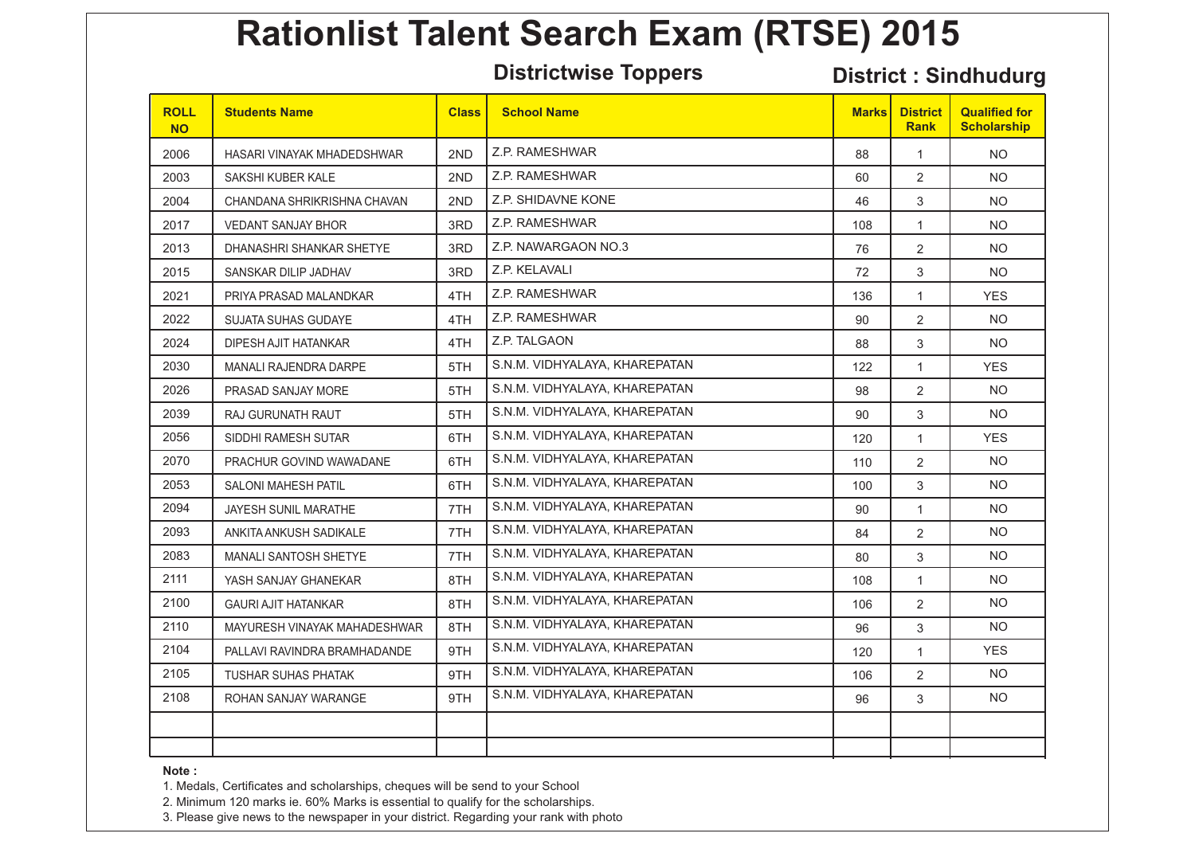# Rationlist Talent Search Exam (RTSE) 2015

**Districtwise Toppers** **District : Sindhudurg**

| ROLL NO | Students Name | Class | School Name | Marks | District Rank | Qualified for Scholarship |
|---|---|---|---|---|---|---|
| 2006 | HASARI VINAYAK MHADEDSHWAR | 2ND | Z.P. RAMESHWAR | 88 | 1 | NO |
| 2003 | SAKSHI KUBER KALE | 2ND | Z.P. RAMESHWAR | 60 | 2 | NO |
| 2004 | CHANDANA SHRIKRISHNA CHAVAN | 2ND | Z.P. SHIDAVNE KONE | 46 | 3 | NO |
| 2017 | VEDANT SANJAY BHOR | 3RD | Z.P. RAMESHWAR | 108 | 1 | NO |
| 2013 | DHANASHRI SHANKAR SHETYE | 3RD | Z.P. NAWARGAON NO.3 | 76 | 2 | NO |
| 2015 | SANSKAR DILIP JADHAV | 3RD | Z.P. KELAVALI | 72 | 3 | NO |
| 2021 | PRIYA PRASAD MALANDKAR | 4TH | Z.P. RAMESHWAR | 136 | 1 | YES |
| 2022 | SUJATA SUHAS GUDAYE | 4TH | Z.P. RAMESHWAR | 90 | 2 | NO |
| 2024 | DIPESH AJIT HATANKAR | 4TH | Z.P. TALGAON | 88 | 3 | NO |
| 2030 | MANALI RAJENDRA DARPE | 5TH | S.N.M. VIDHYALAYA, KHAREPATAN | 122 | 1 | YES |
| 2026 | PRASAD SANJAY MORE | 5TH | S.N.M. VIDHYALAYA, KHAREPATAN | 98 | 2 | NO |
| 2039 | RAJ GURUNATH RAUT | 5TH | S.N.M. VIDHYALAYA, KHAREPATAN | 90 | 3 | NO |
| 2056 | SIDDHI RAMESH SUTAR | 6TH | S.N.M. VIDHYALAYA, KHAREPATAN | 120 | 1 | YES |
| 2070 | PRACHUR GOVIND WAWADANE | 6TH | S.N.M. VIDHYALAYA, KHAREPATAN | 110 | 2 | NO |
| 2053 | SALONI MAHESH PATIL | 6TH | S.N.M. VIDHYALAYA, KHAREPATAN | 100 | 3 | NO |
| 2094 | JAYESH SUNIL MARATHE | 7TH | S.N.M. VIDHYALAYA, KHAREPATAN | 90 | 1 | NO |
| 2093 | ANKITA ANKUSH SADIKALE | 7TH | S.N.M. VIDHYALAYA, KHAREPATAN | 84 | 2 | NO |
| 2083 | MANALI SANTOSH SHETYE | 7TH | S.N.M. VIDHYALAYA, KHAREPATAN | 80 | 3 | NO |
| 2111 | YASH SANJAY GHANEKAR | 8TH | S.N.M. VIDHYALAYA, KHAREPATAN | 108 | 1 | NO |
| 2100 | GAURI AJIT HATANKAR | 8TH | S.N.M. VIDHYALAYA, KHAREPATAN | 106 | 2 | NO |
| 2110 | MAYURESH VINAYAK MAHADESHWAR | 8TH | S.N.M. VIDHYALAYA, KHAREPATAN | 96 | 3 | NO |
| 2104 | PALLAVI RAVINDRA BRAMHADANDE | 9TH | S.N.M. VIDHYALAYA, KHAREPATAN | 120 | 1 | YES |
| 2105 | TUSHAR SUHAS PHATAK | 9TH | S.N.M. VIDHYALAYA, KHAREPATAN | 106 | 2 | NO |
| 2108 | ROHAN SANJAY WARANGE | 9TH | S.N.M. VIDHYALAYA, KHAREPATAN | 96 | 3 | NO |
| | | | | | | |
| | | | | | | |

**Note :**

1. Medals, Certificates and scholarships, cheques will be send to your School
2. Minimum 120 marks ie. 60% Marks is essential to qualify for the scholarships.
3. Please give news to the newspaper in your district. Regarding your rank with photo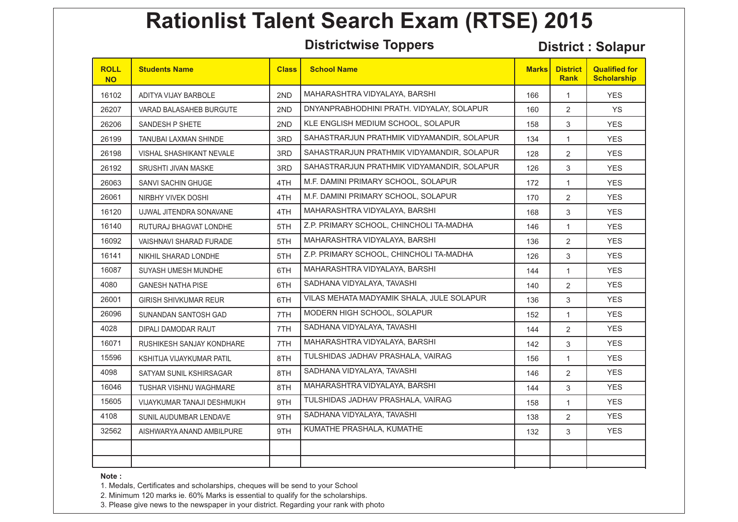# Rationlist Talent Search Exam (RTSE) 2015

## Districtwise Toppers

**District : Solapur**

| ROLL NO | Students Name | Class | School Name | Marks | District Rank | Qualified for Scholarship |
|---|---|---|---|---|---|---|
| 16102 | ADITYA VIJAY BARBOLE | 2ND | MAHARASHTRA VIDYALAYA, BARSHI | 166 | 1 | YES |
| 26207 | VARAD BALASAHEB BURGUTE | 2ND | DNYANPRABHODHINI PRATH. VIDYALAY, SOLAPUR | 160 | 2 | YS |
| 26206 | SANDESH P SHETE | 2ND | KLE ENGLISH MEDIUM SCHOOL, SOLAPUR | 158 | 3 | YES |
| 26199 | TANUBAI LAXMAN SHINDE | 3RD | SAHASTRARJUN PRATHMIK VIDYAMANDIR, SOLAPUR | 134 | 1 | YES |
| 26198 | VISHAL SHASHIKANT NEVALE | 3RD | SAHASTRARJUN PRATHMIK VIDYAMANDIR, SOLAPUR | 128 | 2 | YES |
| 26192 | SRUSHTI JIVAN MASKE | 3RD | SAHASTRARJUN PRATHMIK VIDYAMANDIR, SOLAPUR | 126 | 3 | YES |
| 26063 | SANVI SACHIN GHUGE | 4TH | M.F. DAMINI PRIMARY SCHOOL, SOLAPUR | 172 | 1 | YES |
| 26061 | NIRBHY VIVEK DOSHI | 4TH | M.F. DAMINI PRIMARY SCHOOL, SOLAPUR | 170 | 2 | YES |
| 16120 | UJWAL JITENDRA SONAVANE | 4TH | MAHARASHTRA VIDYALAYA, BARSHI | 168 | 3 | YES |
| 16140 | RUTURAJ BHAGVAT LONDHE | 5TH | Z.P. PRIMARY SCHOOL, CHINCHOLI TA-MADHA | 146 | 1 | YES |
| 16092 | VAISHNAVI SHARAD FURADE | 5TH | MAHARASHTRA VIDYALAYA, BARSHI | 136 | 2 | YES |
| 16141 | NIKHIL SHARAD LONDHE | 5TH | Z.P. PRIMARY SCHOOL, CHINCHOLI TA-MADHA | 126 | 3 | YES |
| 16087 | SUYASH UMESH MUNDHE | 6TH | MAHARASHTRA VIDYALAYA, BARSHI | 144 | 1 | YES |
| 4080 | GANESH NATHA PISE | 6TH | SADHANA VIDYALAYA, TAVASHI | 140 | 2 | YES |
| 26001 | GIRISH SHIVKUMAR REUR | 6TH | VILAS MEHATA MADYAMIK SHALA, JULE SOLAPUR | 136 | 3 | YES |
| 26096 | SUNANDAN SANTOSH GAD | 7TH | MODERN HIGH SCHOOL, SOLAPUR | 152 | 1 | YES |
| 4028 | DIPALI DAMODAR RAUT | 7TH | SADHANA VIDYALAYA, TAVASHI | 144 | 2 | YES |
| 16071 | RUSHIKESH SANJAY KONDHARE | 7TH | MAHARASHTRA VIDYALAYA, BARSHI | 142 | 3 | YES |
| 15596 | KSHITIJA VIJAYKUMAR PATIL | 8TH | TULSHIDAS JADHAV PRASHALA, VAIRAG | 156 | 1 | YES |
| 4098 | SATYAM SUNIL KSHIRSAGAR | 8TH | SADHANA VIDYALAYA, TAVASHI | 146 | 2 | YES |
| 16046 | TUSHAR VISHNU WAGHMARE | 8TH | MAHARASHTRA VIDYALAYA, BARSHI | 144 | 3 | YES |
| 15605 | VIJAYKUMAR TANAJI DESHMUKH | 9TH | TULSHIDAS JADHAV PRASHALA, VAIRAG | 158 | 1 | YES |
| 4108 | SUNIL AUDUMBAR LENDAVE | 9TH | SADHANA VIDYALAYA, TAVASHI | 138 | 2 | YES |
| 32562 | AISHWARYA ANAND AMBILPURE | 9TH | KUMATHE PRASHALA, KUMATHE | 132 | 3 | YES |
| | | | | | | |
| | | | | | | |

**Note :**

1. Medals, Certificates and scholarships, cheques will be send to your School
2. Minimum 120 marks ie. 60% Marks is essential to qualify for the scholarships.
3. Please give news to the newspaper in your district. Regarding your rank with photo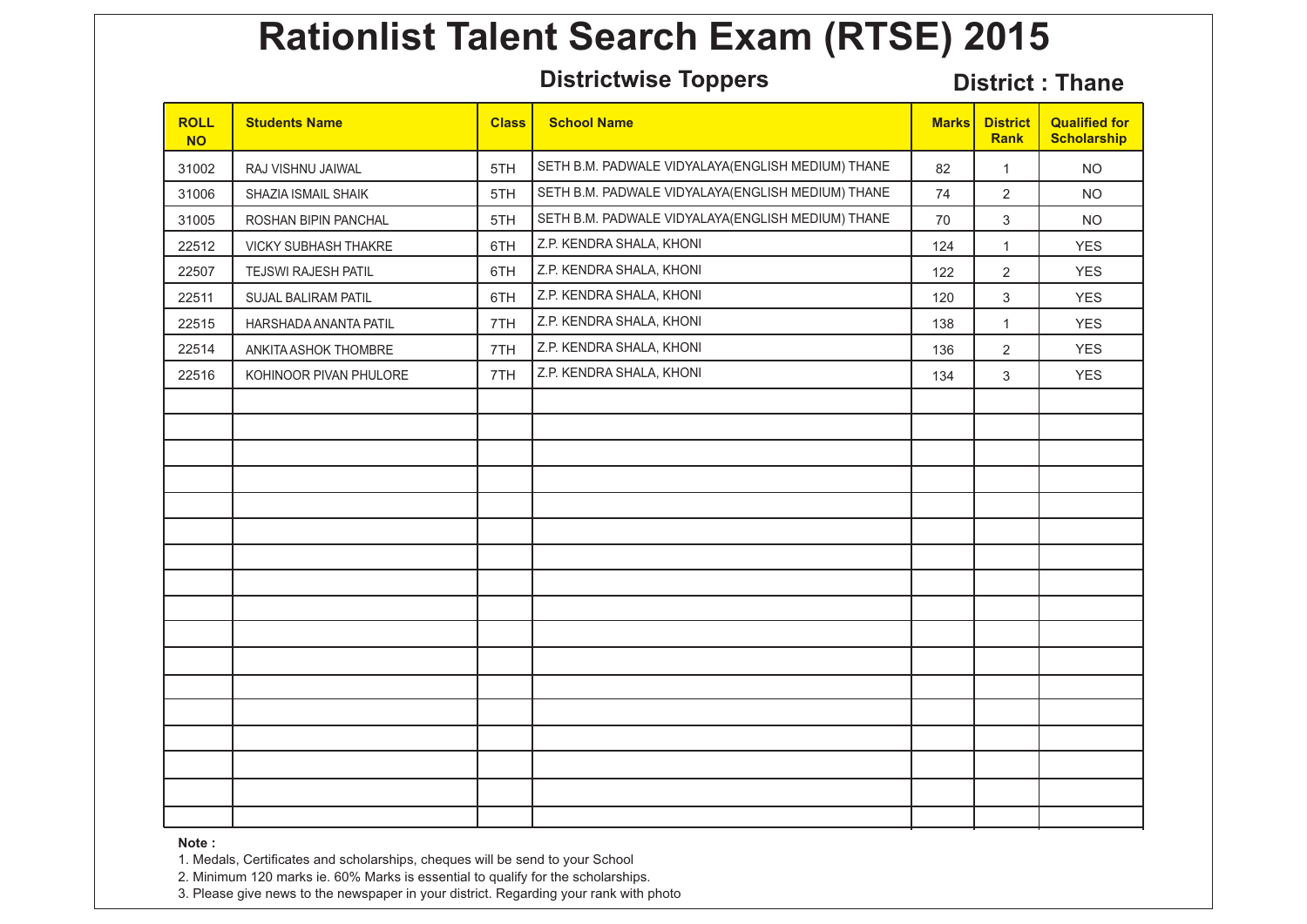# Rationlist Talent Search Exam (RTSE) 2015

## Districtwise Toppers

**District : Thane**

| ROLL NO | Students Name | Class | School Name | Marks | District Rank | Qualified for Scholarship |
|---|---|---|---|---|---|---|
| 31002 | RAJ VISHNU JAIWAL | 5TH | SETH B.M. PADWALE VIDYALAYA(ENGLISH MEDIUM) THANE | 82 | 1 | NO |
| 31006 | SHAZIA ISMAIL SHAIK | 5TH | SETH B.M. PADWALE VIDYALAYA(ENGLISH MEDIUM) THANE | 74 | 2 | NO |
| 31005 | ROSHAN BIPIN PANCHAL | 5TH | SETH B.M. PADWALE VIDYALAYA(ENGLISH MEDIUM) THANE | 70 | 3 | NO |
| 22512 | VICKY SUBHASH THAKRE | 6TH | Z.P. KENDRA SHALA, KHONI | 124 | 1 | YES |
| 22507 | TEJSWI RAJESH PATIL | 6TH | Z.P. KENDRA SHALA, KHONI | 122 | 2 | YES |
| 22511 | SUJAL BALIRAM PATIL | 6TH | Z.P. KENDRA SHALA, KHONI | 120 | 3 | YES |
| 22515 | HARSHADA ANANTA PATIL | 7TH | Z.P. KENDRA SHALA, KHONI | 138 | 1 | YES |
| 22514 | ANKITA ASHOK THOMBRE | 7TH | Z.P. KENDRA SHALA, KHONI | 136 | 2 | YES |
| 22516 | KOHINOOR PIVAN PHULORE | 7TH | Z.P. KENDRA SHALA, KHONI | 134 | 3 | YES |

**Note :**

1. Medals, Certificates and scholarships, cheques will be send to your School
2. Minimum 120 marks ie. 60% Marks is essential to qualify for the scholarships.
3. Please give news to the newspaper in your district. Regarding your rank with photo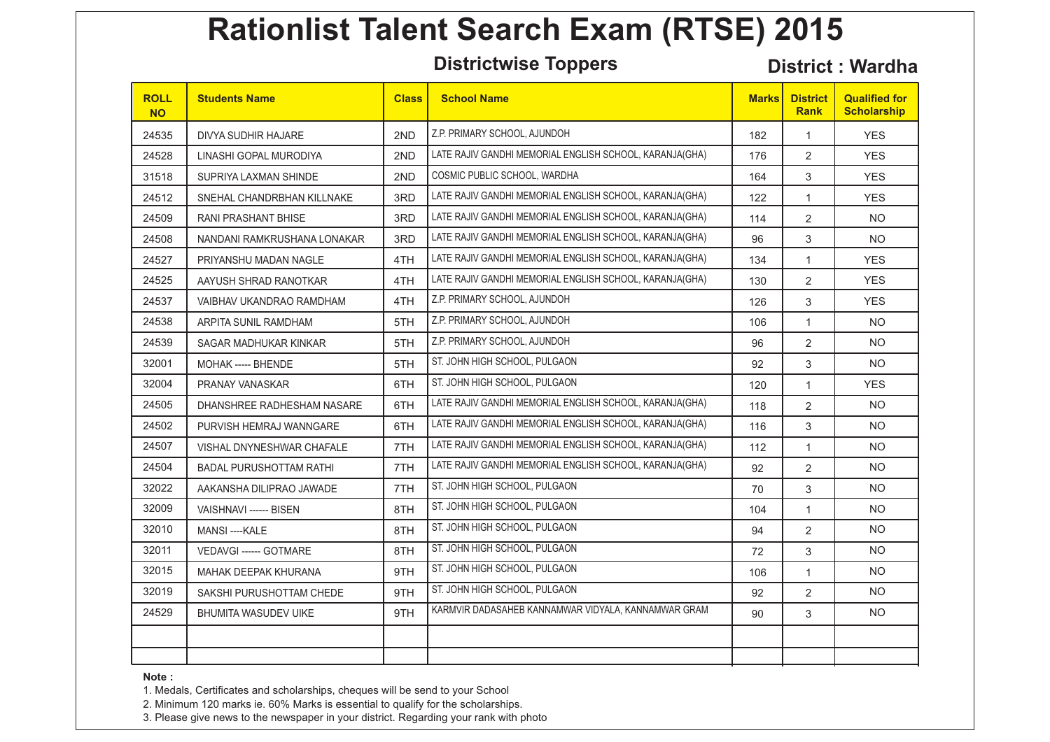# Rationlist Talent Search Exam (RTSE) 2015

## Districtwise Toppers

**District : Wardha**

| ROLL NO | Students Name | Class | School Name | Marks | District Rank | Qualified for Scholarship |
|---|---|---|---|---|---|---|
| 24535 | DIVYA SUDHIR HAJARE | 2ND | Z.P. PRIMARY SCHOOL, AJUNDOH | 182 | 1 | YES |
| 24528 | LINASHI GOPAL MURODIYA | 2ND | LATE RAJIV GANDHI MEMORIAL ENGLISH SCHOOL, KARANJA(GHA) | 176 | 2 | YES |
| 31518 | SUPRIYA LAXMAN SHINDE | 2ND | COSMIC PUBLIC SCHOOL, WARDHA | 164 | 3 | YES |
| 24512 | SNEHAL CHANDRBHAN KILLNAKE | 3RD | LATE RAJIV GANDHI MEMORIAL ENGLISH SCHOOL, KARANJA(GHA) | 122 | 1 | YES |
| 24509 | RANI PRASHANT BHISE | 3RD | LATE RAJIV GANDHI MEMORIAL ENGLISH SCHOOL, KARANJA(GHA) | 114 | 2 | NO |
| 24508 | NANDANI RAMKRUSHANA LONAKAR | 3RD | LATE RAJIV GANDHI MEMORIAL ENGLISH SCHOOL, KARANJA(GHA) | 96 | 3 | NO |
| 24527 | PRIYANSHU MADAN NAGLE | 4TH | LATE RAJIV GANDHI MEMORIAL ENGLISH SCHOOL, KARANJA(GHA) | 134 | 1 | YES |
| 24525 | AAYUSH SHRAD RANOTKAR | 4TH | LATE RAJIV GANDHI MEMORIAL ENGLISH SCHOOL, KARANJA(GHA) | 130 | 2 | YES |
| 24537 | VAIBHAV UKANDRAO RAMDHAM | 4TH | Z.P. PRIMARY SCHOOL, AJUNDOH | 126 | 3 | YES |
| 24538 | ARPITA SUNIL RAMDHAM | 5TH | Z.P. PRIMARY SCHOOL, AJUNDOH | 106 | 1 | NO |
| 24539 | SAGAR MADHUKAR KINKAR | 5TH | Z.P. PRIMARY SCHOOL, AJUNDOH | 96 | 2 | NO |
| 32001 | MOHAK ----- BHENDE | 5TH | ST. JOHN HIGH SCHOOL, PULGAON | 92 | 3 | NO |
| 32004 | PRANAY VANASKAR | 6TH | ST. JOHN HIGH SCHOOL, PULGAON | 120 | 1 | YES |
| 24505 | DHANSHREE RADHESHAM NASARE | 6TH | LATE RAJIV GANDHI MEMORIAL ENGLISH SCHOOL, KARANJA(GHA) | 118 | 2 | NO |
| 24502 | PURVISH HEMRAJ WANNGARE | 6TH | LATE RAJIV GANDHI MEMORIAL ENGLISH SCHOOL, KARANJA(GHA) | 116 | 3 | NO |
| 24507 | VISHAL DNYNESHWAR CHAFALE | 7TH | LATE RAJIV GANDHI MEMORIAL ENGLISH SCHOOL, KARANJA(GHA) | 112 | 1 | NO |
| 24504 | BADAL PURUSHOTTAM RATHI | 7TH | LATE RAJIV GANDHI MEMORIAL ENGLISH SCHOOL, KARANJA(GHA) | 92 | 2 | NO |
| 32022 | AAKANSHA DILIPRAO JAWADE | 7TH | ST. JOHN HIGH SCHOOL, PULGAON | 70 | 3 | NO |
| 32009 | VAISHNAVI ------ BISEN | 8TH | ST. JOHN HIGH SCHOOL, PULGAON | 104 | 1 | NO |
| 32010 | MANSI ----KALE | 8TH | ST. JOHN HIGH SCHOOL, PULGAON | 94 | 2 | NO |
| 32011 | VEDAVGI ------ GOTMARE | 8TH | ST. JOHN HIGH SCHOOL, PULGAON | 72 | 3 | NO |
| 32015 | MAHAK DEEPAK KHURANA | 9TH | ST. JOHN HIGH SCHOOL, PULGAON | 106 | 1 | NO |
| 32019 | SAKSHI PURUSHOTTAM CHEDE | 9TH | ST. JOHN HIGH SCHOOL, PULGAON | 92 | 2 | NO |
| 24529 | BHUMITA WASUDEV UIKE | 9TH | KARMVIR DADASAHEB KANNAMWAR VIDYALA, KANNAMWAR GRAM | 90 | 3 | NO |
| | | | | | | |
| | | | | | | |

**Note :**

1. Medals, Certificates and scholarships, cheques will be send to your School
2. Minimum 120 marks ie. 60% Marks is essential to qualify for the scholarships.
3. Please give news to the newspaper in your district. Regarding your rank with photo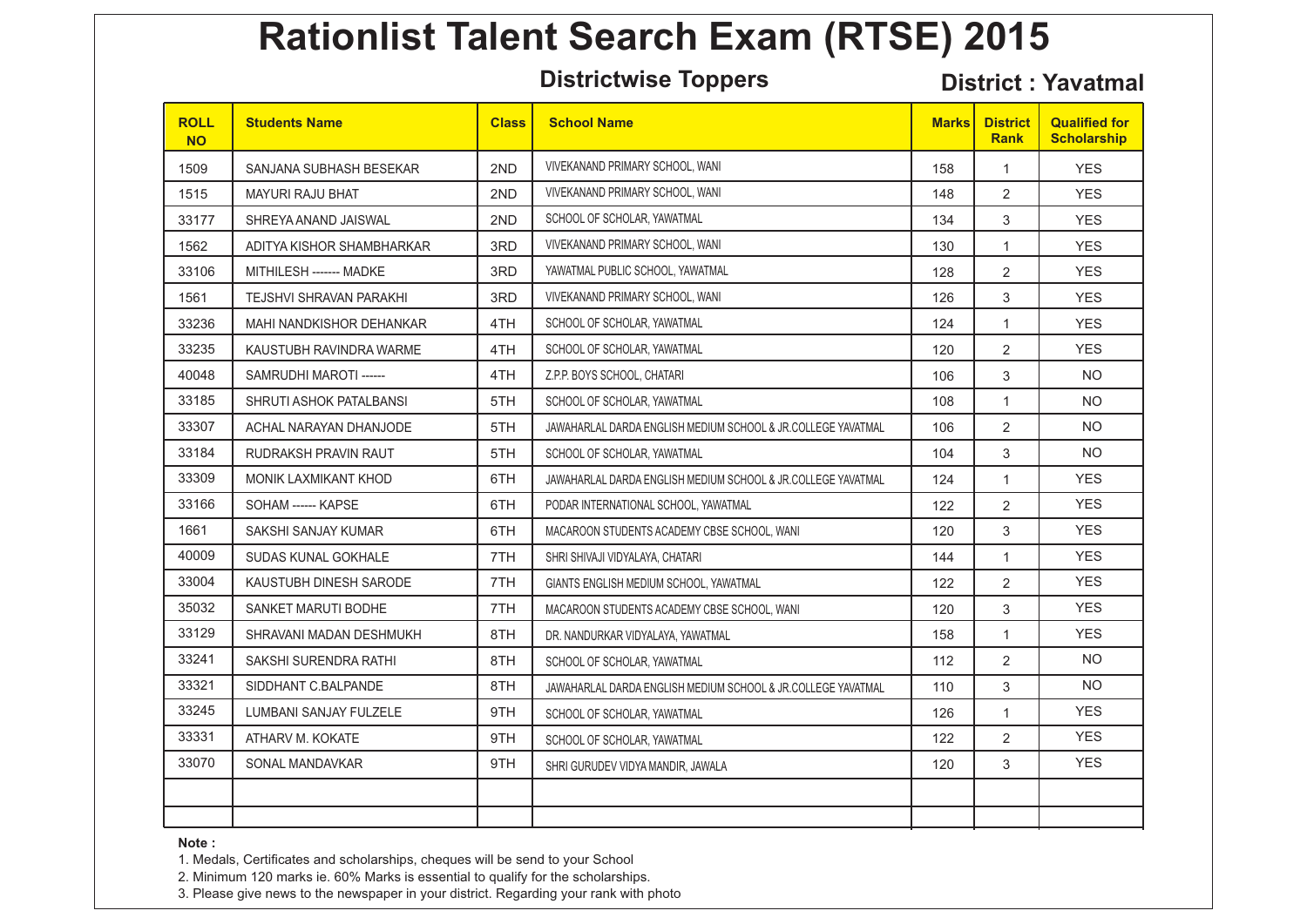# Rationlist Talent Search Exam (RTSE) 2015

## Districtwise Toppers

**District : Yavatmal**

| ROLL NO | Students Name | Class | School Name | Marks | District Rank | Qualified for Scholarship |
|---|---|---|---|---|---|---|
| 1509 | SANJANA SUBHASH BESEKAR | 2ND | VIVEKANAND PRIMARY SCHOOL, WANI | 158 | 1 | YES |
| 1515 | MAYURI RAJU BHAT | 2ND | VIVEKANAND PRIMARY SCHOOL, WANI | 148 | 2 | YES |
| 33177 | SHREYA ANAND JAISWAL | 2ND | SCHOOL OF SCHOLAR, YAWATMAL | 134 | 3 | YES |
| 1562 | ADITYA KISHOR SHAMBHARKAR | 3RD | VIVEKANAND PRIMARY SCHOOL, WANI | 130 | 1 | YES |
| 33106 | MITHILESH ------- MADKE | 3RD | YAWATMAL PUBLIC SCHOOL, YAWATMAL | 128 | 2 | YES |
| 1561 | TEJSHVI SHRAVAN PARAKHI | 3RD | VIVEKANAND PRIMARY SCHOOL, WANI | 126 | 3 | YES |
| 33236 | MAHI NANDKISHOR DEHANKAR | 4TH | SCHOOL OF SCHOLAR, YAWATMAL | 124 | 1 | YES |
| 33235 | KAUSTUBH RAVINDRA WARME | 4TH | SCHOOL OF SCHOLAR, YAWATMAL | 120 | 2 | YES |
| 40048 | SAMRUDHI MAROTI ------ | 4TH | Z.P.P. BOYS SCHOOL, CHATARI | 106 | 3 | NO |
| 33185 | SHRUTI ASHOK PATALBANSI | 5TH | SCHOOL OF SCHOLAR, YAWATMAL | 108 | 1 | NO |
| 33307 | ACHAL NARAYAN DHANJODE | 5TH | JAWAHARLAL DARDA ENGLISH MEDIUM SCHOOL & JR.COLLEGE YAVATMAL | 106 | 2 | NO |
| 33184 | RUDRAKSH PRAVIN RAUT | 5TH | SCHOOL OF SCHOLAR, YAWATMAL | 104 | 3 | NO |
| 33309 | MONIK LAXMIKANT KHOD | 6TH | JAWAHARLAL DARDA ENGLISH MEDIUM SCHOOL & JR.COLLEGE YAVATMAL | 124 | 1 | YES |
| 33166 | SOHAM ------ KAPSE | 6TH | PODAR INTERNATIONAL SCHOOL, YAWATMAL | 122 | 2 | YES |
| 1661 | SAKSHI SANJAY KUMAR | 6TH | MACAROON STUDENTS ACADEMY CBSE SCHOOL, WANI | 120 | 3 | YES |
| 40009 | SUDAS KUNAL GOKHALE | 7TH | SHRI SHIVAJI VIDYALAYA, CHATARI | 144 | 1 | YES |
| 33004 | KAUSTUBH DINESH SARODE | 7TH | GIANTS ENGLISH MEDIUM SCHOOL, YAWATMAL | 122 | 2 | YES |
| 35032 | SANKET MARUTI BODHE | 7TH | MACAROON STUDENTS ACADEMY CBSE SCHOOL, WANI | 120 | 3 | YES |
| 33129 | SHRAVANI MADAN DESHMUKH | 8TH | DR. NANDURKAR VIDYALAYA, YAWATMAL | 158 | 1 | YES |
| 33241 | SAKSHI SURENDRA RATHI | 8TH | SCHOOL OF SCHOLAR, YAWATMAL | 112 | 2 | NO |
| 33321 | SIDDHANT C.BALPANDE | 8TH | JAWAHARLAL DARDA ENGLISH MEDIUM SCHOOL & JR.COLLEGE YAVATMAL | 110 | 3 | NO |
| 33245 | LUMBANI SANJAY FULZELE | 9TH | SCHOOL OF SCHOLAR, YAWATMAL | 126 | 1 | YES |
| 33331 | ATHARV M. KOKATE | 9TH | SCHOOL OF SCHOLAR, YAWATMAL | 122 | 2 | YES |
| 33070 | SONAL MANDAVKAR | 9TH | SHRI GURUDEV VIDYA MANDIR, JAWALA | 120 | 3 | YES |
| | | | | | | |
| | | | | | | |

**Note :**

1. Medals, Certificates and scholarships, cheques will be send to your School
2. Minimum 120 marks ie. 60% Marks is essential to qualify for the scholarships.
3. Please give news to the newspaper in your district. Regarding your rank with photo